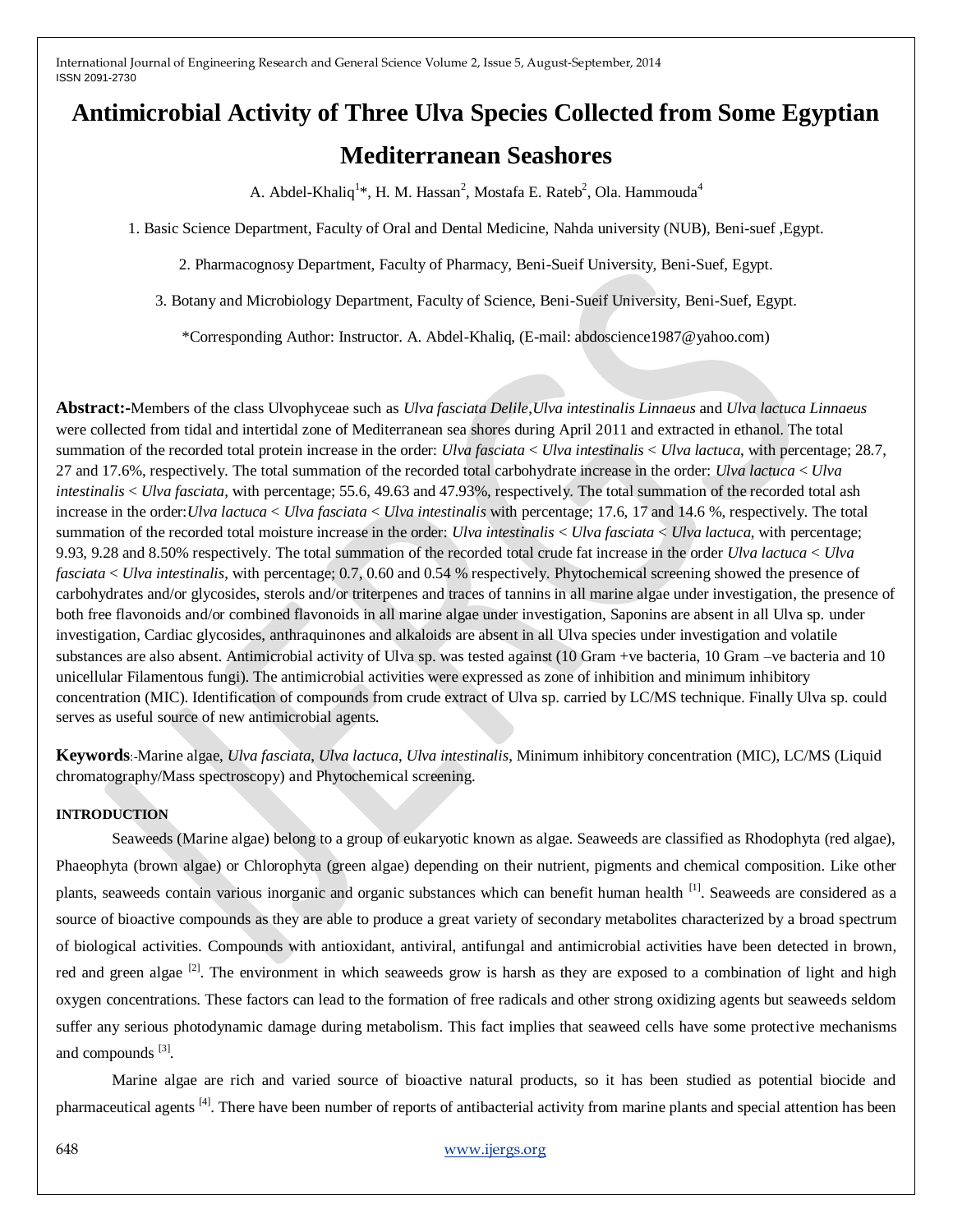# Antimicrobial Activity of Three Ulva Species Collected from Some Egyptian Mediterranean Seashores

A. Abdel-Khaliq[1]*, H. M. Hassan[2], Mostafa E. Rateb[2], Ola. Hammouda[4]

1. Basic Science Department, Faculty of Oral and Dental Medicine, Nahda university (NUB), Beni-suef ,Egypt.

2. Pharmacognosy Department, Faculty of Pharmacy, Beni-Sueif University, Beni-Suef, Egypt.

3. Botany and Microbiology Department, Faculty of Science, Beni-Sueif University, Beni-Suef, Egypt.

*Corresponding Author: Instructor. A. Abdel-Khaliq, (E-mail: abdoscience1987@yahoo.com)

**Abstract:-**Members of the class Ulvophyceae such as *Ulva fasciata Delile*,*Ulva intestinalis Linnaeus* and *Ulva lactuca Linnaeus* were collected from tidal and intertidal zone of Mediterranean sea shores during April 2011 and extracted in ethanol. The total summation of the recorded total protein increase in the order: *Ulva fasciata* < *Ulva intestinalis* < *Ulva lactuca*, with percentage; 28.7, 27 and 17.6%, respectively. The total summation of the recorded total carbohydrate increase in the order: *Ulva lactuca* < *Ulva intestinalis* < *Ulva fasciata*, with percentage; 55.6, 49.63 and 47.93%, respectively. The total summation of the recorded total ash increase in the order:*Ulva lactuca* < *Ulva fasciata* < *Ulva intestinalis* with percentage; 17.6, 17 and 14.6 %, respectively. The total summation of the recorded total moisture increase in the order: *Ulva intestinalis* < *Ulva fasciata* < *Ulva lactuca*, with percentage; 9.93, 9.28 and 8.50% respectively. The total summation of the recorded total crude fat increase in the order *Ulva lactuca* < *Ulva fasciata* < *Ulva intestinalis*, with percentage; 0.7, 0.60 and 0.54 % respectively. Phytochemical screening showed the presence of carbohydrates and/or glycosides, sterols and/or triterpenes and traces of tannins in all marine algae under investigation, the presence of both free flavonoids and/or combined flavonoids in all marine algae under investigation, Saponins are absent in all Ulva sp. under investigation, Cardiac glycosides, anthraquinones and alkaloids are absent in all Ulva species under investigation and volatile substances are also absent. Antimicrobial activity of Ulva sp. was tested against (10 Gram +ve bacteria, 10 Gram –ve bacteria and 10 unicellular Filamentous fungi). The antimicrobial activities were expressed as zone of inhibition and minimum inhibitory concentration (MIC). Identification of compounds from crude extract of Ulva sp. carried by LC/MS technique. Finally Ulva sp. could serves as useful source of new antimicrobial agents.

**Keywords**:-Marine algae, *Ulva fasciata*, *Ulva lactuca*, *Ulva intestinalis*, Minimum inhibitory concentration (MIC), LC/MS (Liquid chromatography/Mass spectroscopy) and Phytochemical screening.

## INTRODUCTION

Seaweeds (Marine algae) belong to a group of eukaryotic known as algae. Seaweeds are classified as Rhodophyta (red algae), Phaeophyta (brown algae) or Chlorophyta (green algae) depending on their nutrient, pigments and chemical composition. Like other plants, seaweeds contain various inorganic and organic substances which can benefit human health [1]. Seaweeds are considered as a source of bioactive compounds as they are able to produce a great variety of secondary metabolites characterized by a broad spectrum of biological activities. Compounds with antioxidant, antiviral, antifungal and antimicrobial activities have been detected in brown, red and green algae [2]. The environment in which seaweeds grow is harsh as they are exposed to a combination of light and high oxygen concentrations. These factors can lead to the formation of free radicals and other strong oxidizing agents but seaweeds seldom suffer any serious photodynamic damage during metabolism. This fact implies that seaweed cells have some protective mechanisms and compounds [3].

Marine algae are rich and varied source of bioactive natural products, so it has been studied as potential biocide and pharmaceutical agents [4]. There have been number of reports of antibacterial activity from marine plants and special attention has been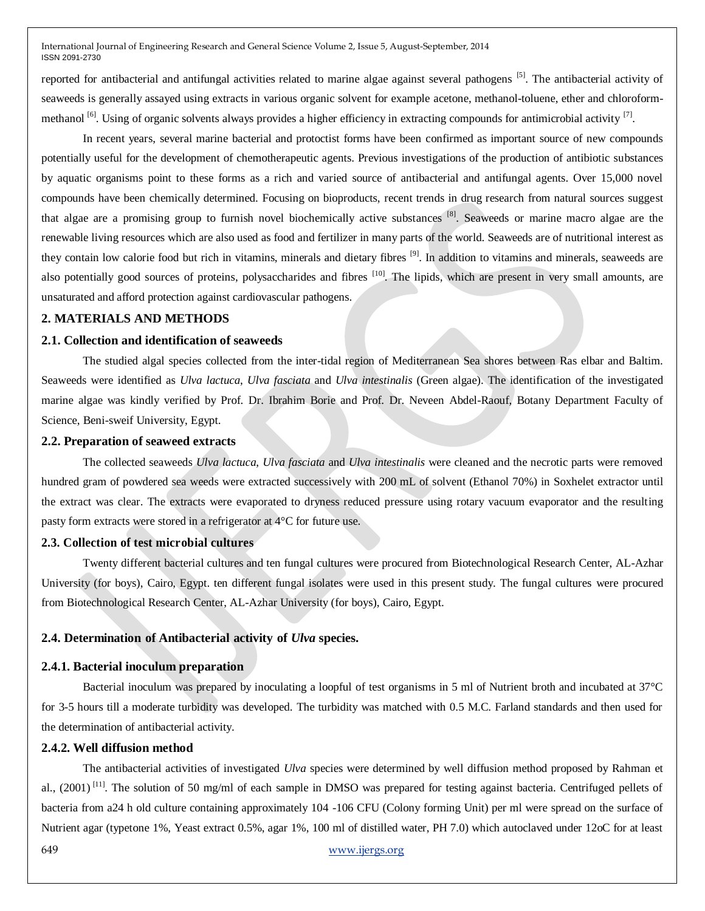reported for antibacterial and antifungal activities related to marine algae against several pathogens [5]. The antibacterial activity of seaweeds is generally assayed using extracts in various organic solvent for example acetone, methanol-toluene, ether and chloroform-methanol [6]. Using of organic solvents always provides a higher efficiency in extracting compounds for antimicrobial activity [7].

In recent years, several marine bacterial and protoctist forms have been confirmed as important source of new compounds potentially useful for the development of chemotherapeutic agents. Previous investigations of the production of antibiotic substances by aquatic organisms point to these forms as a rich and varied source of antibacterial and antifungal agents. Over 15,000 novel compounds have been chemically determined. Focusing on bioproducts, recent trends in drug research from natural sources suggest that algae are a promising group to furnish novel biochemically active substances [8]. Seaweeds or marine macro algae are the renewable living resources which are also used as food and fertilizer in many parts of the world. Seaweeds are of nutritional interest as they contain low calorie food but rich in vitamins, minerals and dietary fibres [9]. In addition to vitamins and minerals, seaweeds are also potentially good sources of proteins, polysaccharides and fibres [10]. The lipids, which are present in very small amounts, are unsaturated and afford protection against cardiovascular pathogens.

## 2. MATERIALS AND METHODS

### 2.1. Collection and identification of seaweeds

The studied algal species collected from the inter-tidal region of Mediterranean Sea shores between Ras elbar and Baltim. Seaweeds were identified as *Ulva lactuca*, *Ulva fasciata* and *Ulva intestinalis* (Green algae). The identification of the investigated marine algae was kindly verified by Prof. Dr. Ibrahim Borie and Prof. Dr. Neveen Abdel-Raouf, Botany Department Faculty of Science, Beni-sweif University, Egypt.

### 2.2. Preparation of seaweed extracts

The collected seaweeds *Ulva lactuca*, *Ulva fasciata* and *Ulva intestinalis* were cleaned and the necrotic parts were removed hundred gram of powdered sea weeds were extracted successively with 200 mL of solvent (Ethanol 70%) in Soxhelet extractor until the extract was clear. The extracts were evaporated to dryness reduced pressure using rotary vacuum evaporator and the resulting pasty form extracts were stored in a refrigerator at 4°C for future use.

### 2.3. Collection of test microbial cultures

Twenty different bacterial cultures and ten fungal cultures were procured from Biotechnological Research Center, AL-Azhar University (for boys), Cairo, Egypt. ten different fungal isolates were used in this present study. The fungal cultures were procured from Biotechnological Research Center, AL-Azhar University (for boys), Cairo, Egypt.

### 2.4. Determination of Antibacterial activity of *Ulva* species.

#### 2.4.1. Bacterial inoculum preparation

Bacterial inoculum was prepared by inoculating a loopful of test organisms in 5 ml of Nutrient broth and incubated at 37°C for 3-5 hours till a moderate turbidity was developed. The turbidity was matched with 0.5 M.C. Farland standards and then used for the determination of antibacterial activity.

#### 2.4.2. Well diffusion method

The antibacterial activities of investigated *Ulva* species were determined by well diffusion method proposed by Rahman et al., (2001) [11]. The solution of 50 mg/ml of each sample in DMSO was prepared for testing against bacteria. Centrifuged pellets of bacteria from a24 h old culture containing approximately 104 -106 CFU (Colony forming Unit) per ml were spread on the surface of Nutrient agar (typetone 1%, Yeast extract 0.5%, agar 1%, 100 ml of distilled water, PH 7.0) which autoclaved under 12oC for at least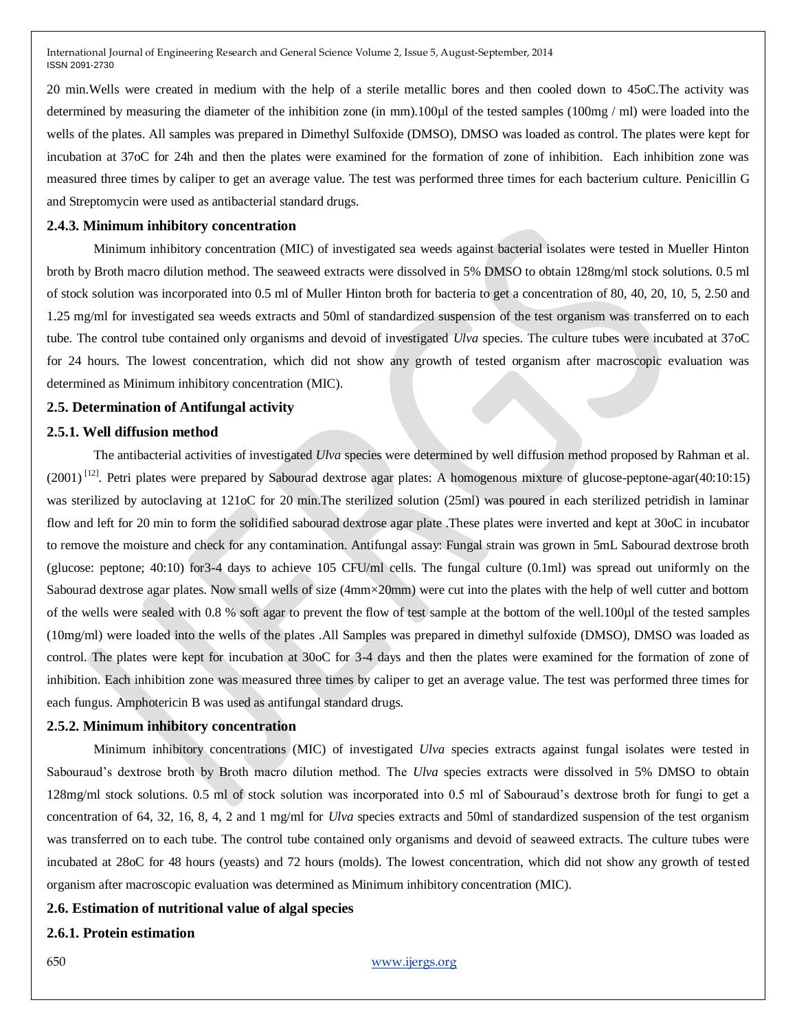20 min.Wells were created in medium with the help of a sterile metallic bores and then cooled down to 45oC.The activity was determined by measuring the diameter of the inhibition zone (in mm).100µl of the tested samples (100mg / ml) were loaded into the wells of the plates. All samples was prepared in Dimethyl Sulfoxide (DMSO), DMSO was loaded as control. The plates were kept for incubation at 37oC for 24h and then the plates were examined for the formation of zone of inhibition. Each inhibition zone was measured three times by caliper to get an average value. The test was performed three times for each bacterium culture. Penicillin G and Streptomycin were used as antibacterial standard drugs.

### 2.4.3. Minimum inhibitory concentration

Minimum inhibitory concentration (MIC) of investigated sea weeds against bacterial isolates were tested in Mueller Hinton broth by Broth macro dilution method. The seaweed extracts were dissolved in 5% DMSO to obtain 128mg/ml stock solutions. 0.5 ml of stock solution was incorporated into 0.5 ml of Muller Hinton broth for bacteria to get a concentration of 80, 40, 20, 10, 5, 2.50 and 1.25 mg/ml for investigated sea weeds extracts and 50ml of standardized suspension of the test organism was transferred on to each tube. The control tube contained only organisms and devoid of investigated *Ulva* species. The culture tubes were incubated at 37oC for 24 hours. The lowest concentration, which did not show any growth of tested organism after macroscopic evaluation was determined as Minimum inhibitory concentration (MIC).

## 2.5. Determination of Antifungal activity

### 2.5.1. Well diffusion method

The antibacterial activities of investigated *Ulva* species were determined by well diffusion method proposed by Rahman et al. (2001) [12]. Petri plates were prepared by Sabourad dextrose agar plates: A homogenous mixture of glucose-peptone-agar(40:10:15) was sterilized by autoclaving at 121oC for 20 min.The sterilized solution (25ml) was poured in each sterilized petridish in laminar flow and left for 20 min to form the solidified sabourad dextrose agar plate .These plates were inverted and kept at 30oC in incubator to remove the moisture and check for any contamination. Antifungal assay: Fungal strain was grown in 5mL Sabourad dextrose broth (glucose: peptone; 40:10) for3-4 days to achieve 105 CFU/ml cells. The fungal culture (0.1ml) was spread out uniformly on the Sabourad dextrose agar plates. Now small wells of size (4mm×20mm) were cut into the plates with the help of well cutter and bottom of the wells were sealed with 0.8 % soft agar to prevent the flow of test sample at the bottom of the well.100µl of the tested samples (10mg/ml) were loaded into the wells of the plates .All Samples was prepared in dimethyl sulfoxide (DMSO), DMSO was loaded as control. The plates were kept for incubation at 30oC for 3-4 days and then the plates were examined for the formation of zone of inhibition. Each inhibition zone was measured three times by caliper to get an average value. The test was performed three times for each fungus. Amphotericin B was used as antifungal standard drugs.

### 2.5.2. Minimum inhibitory concentration

Minimum inhibitory concentrations (MIC) of investigated *Ulva* species extracts against fungal isolates were tested in Sabouraud's dextrose broth by Broth macro dilution method. The *Ulva* species extracts were dissolved in 5% DMSO to obtain 128mg/ml stock solutions. 0.5 ml of stock solution was incorporated into 0.5 ml of Sabouraud's dextrose broth for fungi to get a concentration of 64, 32, 16, 8, 4, 2 and 1 mg/ml for *Ulva* species extracts and 50ml of standardized suspension of the test organism was transferred on to each tube. The control tube contained only organisms and devoid of seaweed extracts. The culture tubes were incubated at 28oC for 48 hours (yeasts) and 72 hours (molds). The lowest concentration, which did not show any growth of tested organism after macroscopic evaluation was determined as Minimum inhibitory concentration (MIC).

## 2.6. Estimation of nutritional value of algal species

### 2.6.1. Protein estimation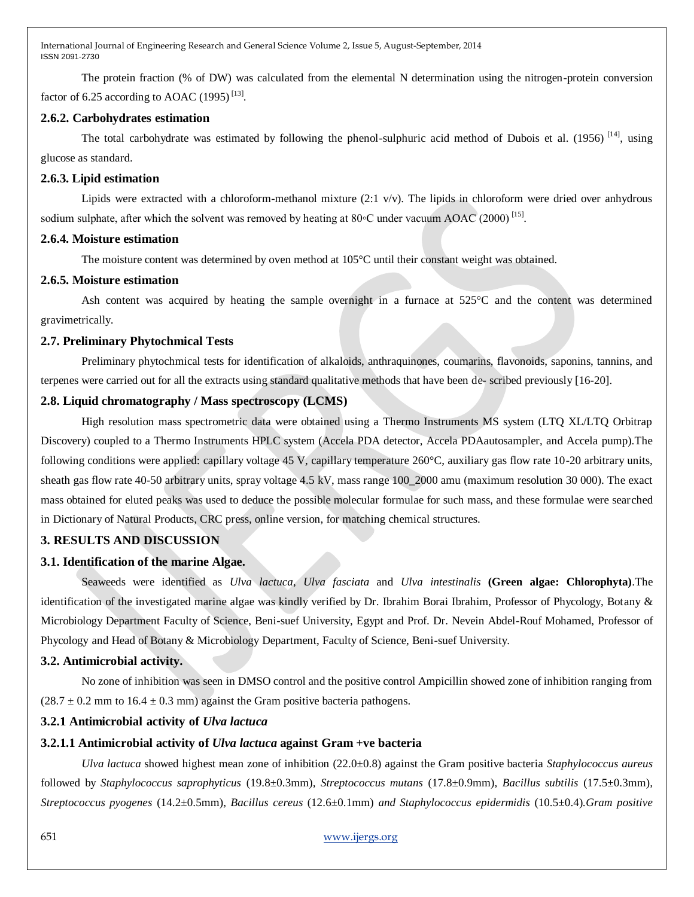The protein fraction (% of DW) was calculated from the elemental N determination using the nitrogen-protein conversion factor of 6.25 according to AOAC (1995) [13].

### 2.6.2. Carbohydrates estimation

The total carbohydrate was estimated by following the phenol-sulphuric acid method of Dubois et al. (1956) [14], using glucose as standard.

### 2.6.3. Lipid estimation

Lipids were extracted with a chloroform-methanol mixture (2:1 v/v). The lipids in chloroform were dried over anhydrous sodium sulphate, after which the solvent was removed by heating at 80◦C under vacuum AOAC (2000) [15].

### 2.6.4. Moisture estimation

The moisture content was determined by oven method at 105°C until their constant weight was obtained.

### 2.6.5. Moisture estimation

Ash content was acquired by heating the sample overnight in a furnace at 525°C and the content was determined gravimetrically.

## 2.7. Preliminary Phytochmical Tests

Preliminary phytochmical tests for identification of alkaloids, anthraquinones, coumarins, flavonoids, saponins, tannins, and terpenes were carried out for all the extracts using standard qualitative methods that have been de- scribed previously [16-20].

## 2.8. Liquid chromatography / Mass spectroscopy (LCMS)

High resolution mass spectrometric data were obtained using a Thermo Instruments MS system (LTQ XL/LTQ Orbitrap Discovery) coupled to a Thermo Instruments HPLC system (Accela PDA detector, Accela PDAautosampler, and Accela pump).The following conditions were applied: capillary voltage 45 V, capillary temperature 260°C, auxiliary gas flow rate 10-20 arbitrary units, sheath gas flow rate 40-50 arbitrary units, spray voltage 4.5 kV, mass range 100_2000 amu (maximum resolution 30 000). The exact mass obtained for eluted peaks was used to deduce the possible molecular formulae for such mass, and these formulae were searched in Dictionary of Natural Products, CRC press, online version, for matching chemical structures.

# 3. RESULTS AND DISCUSSION

## 3.1. Identification of the marine Algae.

Seaweeds were identified as *Ulva lactuca*, *Ulva fasciata* and *Ulva intestinalis* **(Green algae: Chlorophyta)**.The identification of the investigated marine algae was kindly verified by Dr. Ibrahim Borai Ibrahim, Professor of Phycology, Botany & Microbiology Department Faculty of Science, Beni-suef University, Egypt and Prof. Dr. Nevein Abdel-Rouf Mohamed, Professor of Phycology and Head of Botany & Microbiology Department, Faculty of Science, Beni-suef University.

## 3.2. Antimicrobial activity.

No zone of inhibition was seen in DMSO control and the positive control Ampicillin showed zone of inhibition ranging from (28.7 ± 0.2 mm to 16.4 ± 0.3 mm) against the Gram positive bacteria pathogens.

### 3.2.1 Antimicrobial activity of *Ulva lactuca*

#### 3.2.1.1 Antimicrobial activity of *Ulva lactuca* against Gram +ve bacteria

*Ulva lactuca* showed highest mean zone of inhibition (22.0±0.8) against the Gram positive bacteria *Staphylococcus aureus* followed by *Staphylococcus saprophyticus* (19.8±0.3mm), *Streptococcus mutans* (17.8±0.9mm), *Bacillus subtilis* (17.5±0.3mm), *Streptococcus pyogenes* (14.2±0.5mm), *Bacillus cereus* (12.6±0.1mm) *and Staphylococcus epidermidis* (10.5±0.4).*Gram positive*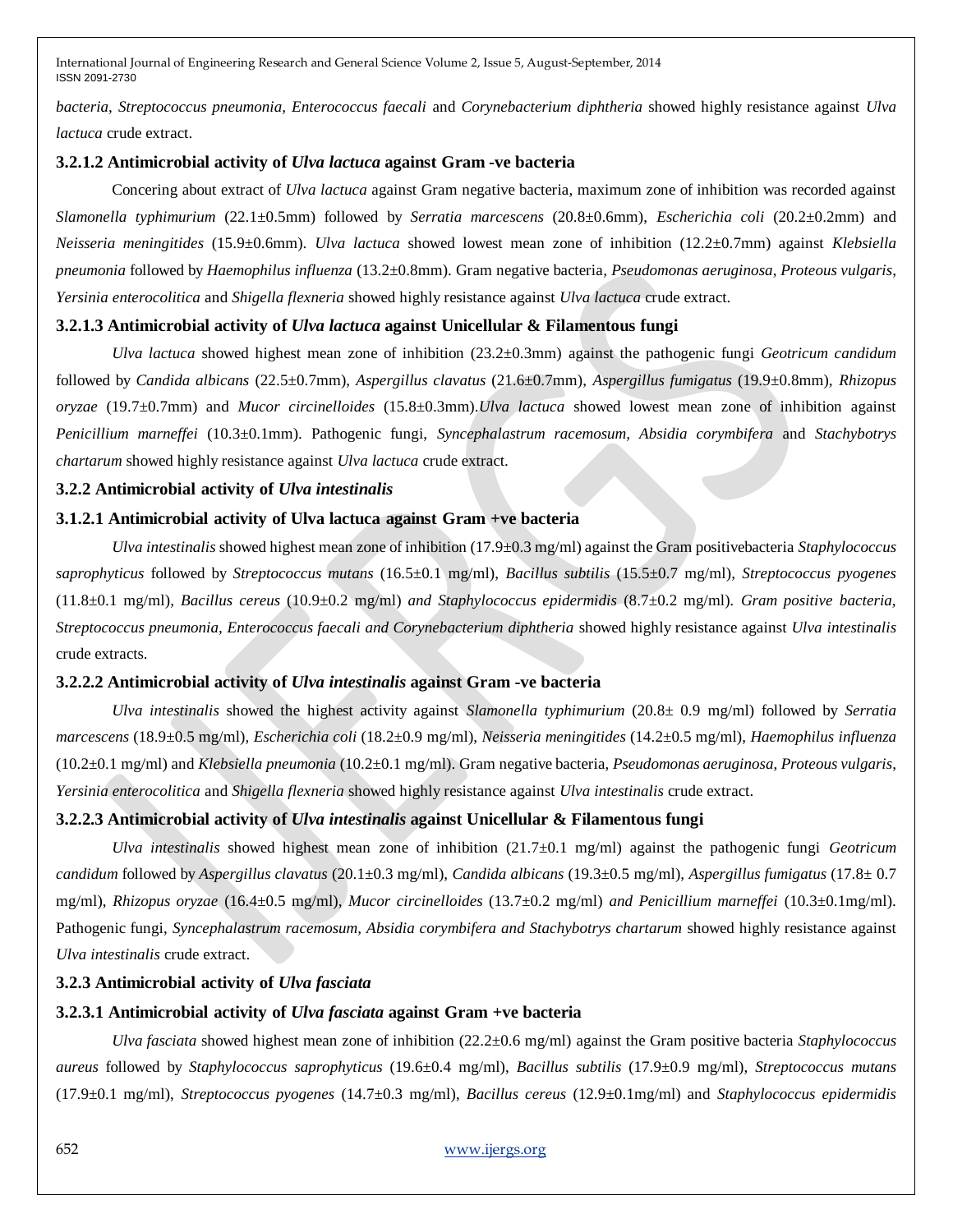*bacteria, Streptococcus pneumonia, Enterococcus faecali* and *Corynebacterium diphtheria* showed highly resistance against *Ulva lactuca* crude extract.

### 3.2.1.2 Antimicrobial activity of *Ulva lactuca* against Gram -ve bacteria

Concering about extract of *Ulva lactuca* against Gram negative bacteria, maximum zone of inhibition was recorded against *Slamonella typhimurium* (22.1±0.5mm) followed by *Serratia marcescens* (20.8±0.6mm), *Escherichia coli* (20.2±0.2mm) and *Neisseria meningitides* (15.9±0.6mm). *Ulva lactuca* showed lowest mean zone of inhibition (12.2±0.7mm) against *Klebsiella pneumonia* followed by *Haemophilus influenza* (13.2±0.8mm). Gram negative bacteria, *Pseudomonas aeruginosa*, *Proteous vulgaris*, *Yersinia enterocolitica* and *Shigella flexneria* showed highly resistance against *Ulva lactuca* crude extract.

### 3.2.1.3 Antimicrobial activity of *Ulva lactuca* against Unicellular & Filamentous fungi

*Ulva lactuca* showed highest mean zone of inhibition (23.2±0.3mm) against the pathogenic fungi *Geotricum candidum* followed by *Candida albicans* (22.5±0.7mm), *Aspergillus clavatus* (21.6±0.7mm), *Aspergillus fumigatus* (19.9±0.8mm), *Rhizopus oryzae* (19.7±0.7mm) and *Mucor circinelloides* (15.8±0.3mm).*Ulva lactuca* showed lowest mean zone of inhibition against *Penicillium marneffei* (10.3±0.1mm). Pathogenic fungi, *Syncephalastrum racemosum, Absidia corymbifera* and *Stachybotrys chartarum* showed highly resistance against *Ulva lactuca* crude extract.

### 3.2.2 Antimicrobial activity of *Ulva intestinalis*

### 3.1.2.1 Antimicrobial activity of Ulva lactuca against Gram +ve bacteria

*Ulva intestinalis* showed highest mean zone of inhibition (17.9±0.3 mg/ml) against the Gram positivebacteria *Staphylococcus saprophyticus* followed by *Streptococcus mutans* (16.5±0.1 mg/ml), *Bacillus subtilis* (15.5±0.7 mg/ml), *Streptococcus pyogenes* (11.8±0.1 mg/ml), *Bacillus cereus* (10.9±0.2 mg/ml) *and Staphylococcus epidermidis* (8.7±0.2 mg/ml). *Gram positive bacteria, Streptococcus pneumonia, Enterococcus faecali and Corynebacterium diphtheria* showed highly resistance against *Ulva intestinalis* crude extracts.

### 3.2.2.2 Antimicrobial activity of *Ulva intestinalis* against Gram -ve bacteria

*Ulva intestinalis* showed the highest activity against *Slamonella typhimurium* (20.8± 0.9 mg/ml) followed by *Serratia marcescens* (18.9±0.5 mg/ml), *Escherichia coli* (18.2±0.9 mg/ml), *Neisseria meningitides* (14.2±0.5 mg/ml), *Haemophilus influenza* (10.2±0.1 mg/ml) and *Klebsiella pneumonia* (10.2±0.1 mg/ml). Gram negative bacteria, *Pseudomonas aeruginosa*, *Proteous vulgaris*, *Yersinia enterocolitica* and *Shigella flexneria* showed highly resistance against *Ulva intestinalis* crude extract.

### 3.2.2.3 Antimicrobial activity of *Ulva intestinalis* against Unicellular & Filamentous fungi

*Ulva intestinalis* showed highest mean zone of inhibition (21.7±0.1 mg/ml) against the pathogenic fungi *Geotricum candidum* followed by *Aspergillus clavatus* (20.1±0.3 mg/ml), *Candida albicans* (19.3±0.5 mg/ml), *Aspergillus fumigatus* (17.8± 0.7 mg/ml), *Rhizopus oryzae* (16.4±0.5 mg/ml), *Mucor circinelloides* (13.7±0.2 mg/ml) *and Penicillium marneffei* (10.3±0.1mg/ml). Pathogenic fungi, *Syncephalastrum racemosum, Absidia corymbifera and Stachybotrys chartarum* showed highly resistance against *Ulva intestinalis* crude extract.

### 3.2.3 Antimicrobial activity of *Ulva fasciata*

### 3.2.3.1 Antimicrobial activity of *Ulva fasciata* against Gram +ve bacteria

*Ulva fasciata* showed highest mean zone of inhibition (22.2±0.6 mg/ml) against the Gram positive bacteria *Staphylococcus aureus* followed by *Staphylococcus saprophyticus* (19.6±0.4 mg/ml), *Bacillus subtilis* (17.9±0.9 mg/ml), *Streptococcus mutans* (17.9±0.1 mg/ml), *Streptococcus pyogenes* (14.7±0.3 mg/ml), *Bacillus cereus* (12.9±0.1mg/ml) and *Staphylococcus epidermidis*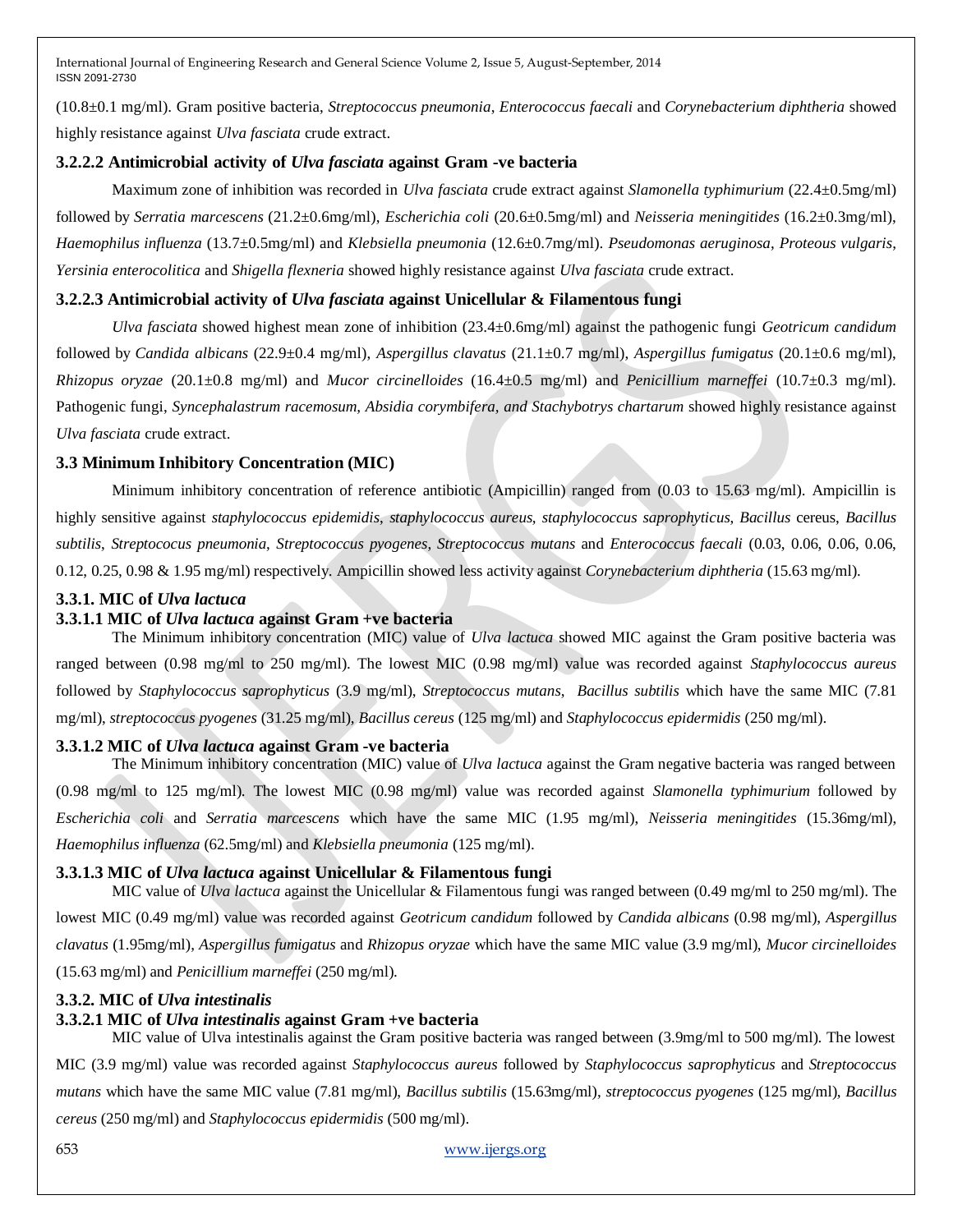(10.8±0.1 mg/ml). Gram positive bacteria, *Streptococcus pneumonia*, *Enterococcus faecali* and *Corynebacterium diphtheria* showed highly resistance against *Ulva fasciata* crude extract.

### 3.2.2.2 Antimicrobial activity of *Ulva fasciata* against Gram -ve bacteria

Maximum zone of inhibition was recorded in *Ulva fasciata* crude extract against *Slamonella typhimurium* (22.4±0.5mg/ml) followed by *Serratia marcescens* (21.2±0.6mg/ml), *Escherichia coli* (20.6±0.5mg/ml) and *Neisseria meningitides* (16.2±0.3mg/ml), *Haemophilus influenza* (13.7±0.5mg/ml) and *Klebsiella pneumonia* (12.6±0.7mg/ml). *Pseudomonas aeruginosa*, *Proteous vulgaris*, *Yersinia enterocolitica* and *Shigella flexneria* showed highly resistance against *Ulva fasciata* crude extract.

### 3.2.2.3 Antimicrobial activity of *Ulva fasciata* against Unicellular & Filamentous fungi

*Ulva fasciata* showed highest mean zone of inhibition (23.4±0.6mg/ml) against the pathogenic fungi *Geotricum candidum* followed by *Candida albicans* (22.9±0.4 mg/ml), *Aspergillus clavatus* (21.1±0.7 mg/ml), *Aspergillus fumigatus* (20.1±0.6 mg/ml), *Rhizopus oryzae* (20.1±0.8 mg/ml) and *Mucor circinelloides* (16.4±0.5 mg/ml) and *Penicillium marneffei* (10.7±0.3 mg/ml). Pathogenic fungi, *Syncephalastrum racemosum, Absidia corymbifera, and Stachybotrys chartarum* showed highly resistance against *Ulva fasciata* crude extract.

## 3.3 Minimum Inhibitory Concentration (MIC)

Minimum inhibitory concentration of reference antibiotic (Ampicillin) ranged from (0.03 to 15.63 mg/ml). Ampicillin is highly sensitive against *staphylococcus epidemidis*, *staphylococcus aureus*, *staphylococcus saprophyticus*, *Bacillus* cereus, *Bacillus subtilis*, *Streptococus pneumonia*, *Streptococcus pyogenes*, *Streptococcus mutans* and *Enterococcus faecali* (0.03, 0.06, 0.06, 0.06, 0.12, 0.25, 0.98 & 1.95 mg/ml) respectively. Ampicillin showed less activity against *Corynebacterium diphtheria* (15.63 mg/ml).

### 3.3.1. MIC of *Ulva lactuca*

### 3.3.1.1 MIC of *Ulva lactuca* against Gram +ve bacteria

The Minimum inhibitory concentration (MIC) value of *Ulva lactuca* showed MIC against the Gram positive bacteria was ranged between (0.98 mg/ml to 250 mg/ml). The lowest MIC (0.98 mg/ml) value was recorded against *Staphylococcus aureus* followed by *Staphylococcus saprophyticus* (3.9 mg/ml), *Streptococcus mutans*, *Bacillus subtilis* which have the same MIC (7.81 mg/ml), *streptococcus pyogenes* (31.25 mg/ml), *Bacillus cereus* (125 mg/ml) and *Staphylococcus epidermidis* (250 mg/ml).

### 3.3.1.2 MIC of *Ulva lactuca* against Gram -ve bacteria

The Minimum inhibitory concentration (MIC) value of *Ulva lactuca* against the Gram negative bacteria was ranged between (0.98 mg/ml to 125 mg/ml). The lowest MIC (0.98 mg/ml) value was recorded against *Slamonella typhimurium* followed by *Escherichia coli* and *Serratia marcescens* which have the same MIC (1.95 mg/ml), *Neisseria meningitides* (15.36mg/ml), *Haemophilus influenza* (62.5mg/ml) and *Klebsiella pneumonia* (125 mg/ml).

### 3.3.1.3 MIC of *Ulva lactuca* against Unicellular & Filamentous fungi

MIC value of *Ulva lactuca* against the Unicellular & Filamentous fungi was ranged between (0.49 mg/ml to 250 mg/ml). The lowest MIC (0.49 mg/ml) value was recorded against *Geotricum candidum* followed by *Candida albicans* (0.98 mg/ml), *Aspergillus clavatus* (1.95mg/ml), *Aspergillus fumigatus* and *Rhizopus oryzae* which have the same MIC value (3.9 mg/ml), *Mucor circinelloides* (15.63 mg/ml) and *Penicillium marneffei* (250 mg/ml).

### 3.3.2. MIC of *Ulva intestinalis*

### 3.3.2.1 MIC of *Ulva intestinalis* against Gram +ve bacteria

MIC value of Ulva intestinalis against the Gram positive bacteria was ranged between (3.9mg/ml to 500 mg/ml). The lowest MIC (3.9 mg/ml) value was recorded against *Staphylococcus aureus* followed by *Staphylococcus saprophyticus* and *Streptococcus mutans* which have the same MIC value (7.81 mg/ml), *Bacillus subtilis* (15.63mg/ml), *streptococcus pyogenes* (125 mg/ml), *Bacillus cereus* (250 mg/ml) and *Staphylococcus epidermidis* (500 mg/ml).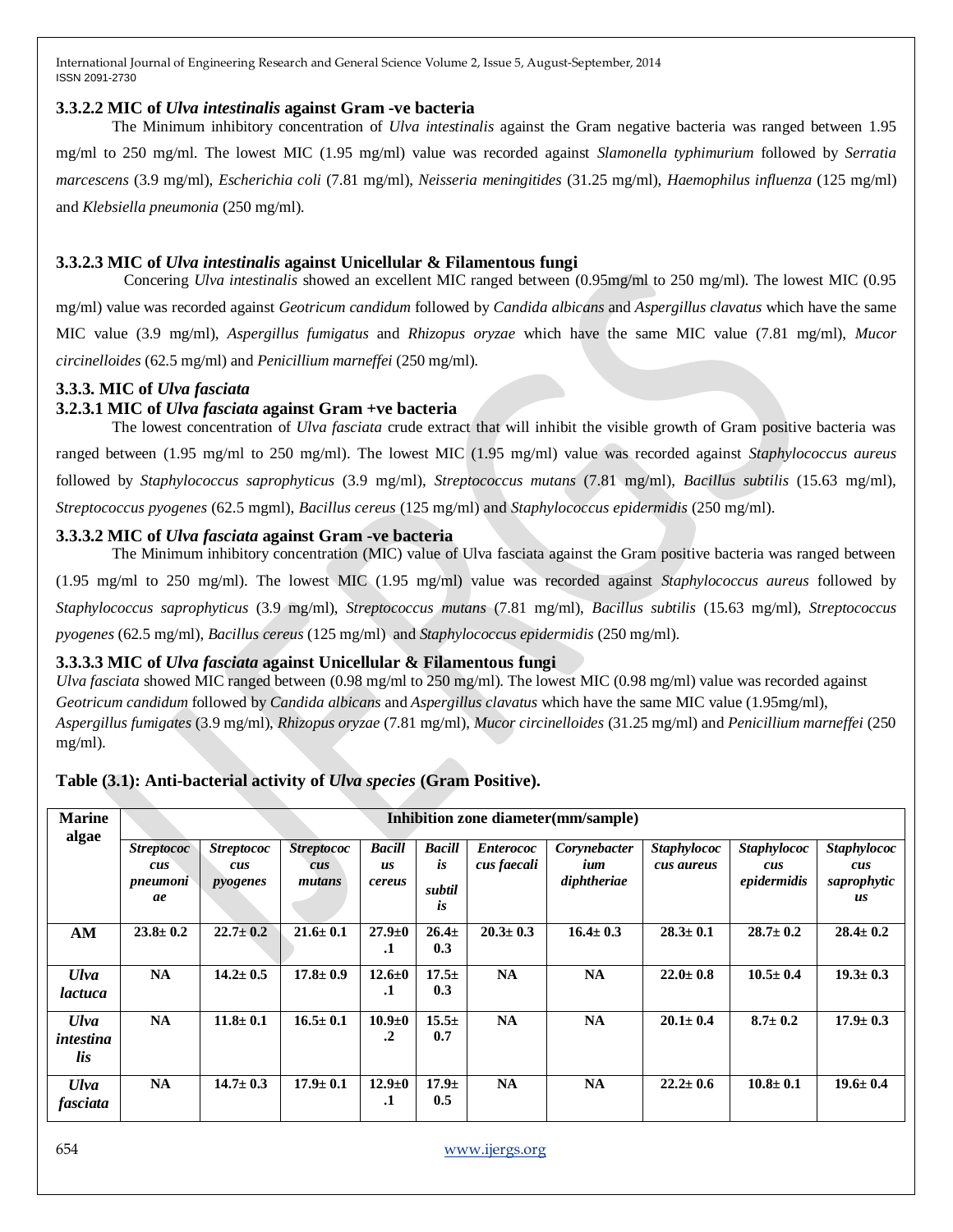### 3.3.2.2 MIC of *Ulva intestinalis* against Gram -ve bacteria

The Minimum inhibitory concentration of *Ulva intestinalis* against the Gram negative bacteria was ranged between 1.95 mg/ml to 250 mg/ml. The lowest MIC (1.95 mg/ml) value was recorded against *Slamonella typhimurium* followed by *Serratia marcescens* (3.9 mg/ml), *Escherichia coli* (7.81 mg/ml), *Neisseria meningitides* (31.25 mg/ml), *Haemophilus influenza* (125 mg/ml) and *Klebsiella pneumonia* (250 mg/ml).

### 3.3.2.3 MIC of *Ulva intestinalis* against Unicellular & Filamentous fungi

Concering *Ulva intestinalis* showed an excellent MIC ranged between (0.95mg/ml to 250 mg/ml). The lowest MIC (0.95 mg/ml) value was recorded against *Geotricum candidum* followed by *Candida albicans* and *Aspergillus clavatus* which have the same MIC value (3.9 mg/ml), *Aspergillus fumigatus* and *Rhizopus oryzae* which have the same MIC value (7.81 mg/ml), *Mucor circinelloides* (62.5 mg/ml) and *Penicillium marneffei* (250 mg/ml).

### 3.3.3. MIC of *Ulva fasciata*

### 3.2.3.1 MIC of *Ulva fasciata* against Gram +ve bacteria

The lowest concentration of *Ulva fasciata* crude extract that will inhibit the visible growth of Gram positive bacteria was ranged between (1.95 mg/ml to 250 mg/ml). The lowest MIC (1.95 mg/ml) value was recorded against *Staphylococcus aureus* followed by *Staphylococcus saprophyticus* (3.9 mg/ml), *Streptococcus mutans* (7.81 mg/ml), *Bacillus subtilis* (15.63 mg/ml), *Streptococcus pyogenes* (62.5 mgml), *Bacillus cereus* (125 mg/ml) and *Staphylococcus epidermidis* (250 mg/ml).

### 3.3.3.2 MIC of *Ulva fasciata* against Gram -ve bacteria

The Minimum inhibitory concentration (MIC) value of Ulva fasciata against the Gram positive bacteria was ranged between (1.95 mg/ml to 250 mg/ml). The lowest MIC (1.95 mg/ml) value was recorded against *Staphylococcus aureus* followed by *Staphylococcus saprophyticus* (3.9 mg/ml), *Streptococcus mutans* (7.81 mg/ml), *Bacillus subtilis* (15.63 mg/ml), *Streptococcus pyogenes* (62.5 mg/ml), *Bacillus cereus* (125 mg/ml) and *Staphylococcus epidermidis* (250 mg/ml).

### 3.3.3.3 MIC of *Ulva fasciata* against Unicellular & Filamentous fungi

*Ulva fasciata* showed MIC ranged between (0.98 mg/ml to 250 mg/ml). The lowest MIC (0.98 mg/ml) value was recorded against *Geotricum candidum* followed by *Candida albicans* and *Aspergillus clavatus* which have the same MIC value (1.95mg/ml), *Aspergillus fumigates* (3.9 mg/ml), *Rhizopus oryzae* (7.81 mg/ml), *Mucor circinelloides* (31.25 mg/ml) and *Penicillium marneffei* (250 mg/ml).

**Table (3.1): Anti-bacterial activity of *Ulva species* (Gram Positive).**

| Marine algae | Inhibition zone diameter(mm/sample) | | | | | | | | | |
|---|---|---|---|---|---|---|---|---|---|---|
| | *Streptococcus pneumoniae* | *Streptococcus pyogenes* | *Streptococcus mutans* | *Bacillus cereus* | *Bacillis subtilis* | *Enterococcus faecali* | *Corynebacterium diphtheriae* | *Staphylococcus aureus* | *Staphylococcus epidermidis* | *Staphylococcus saprophyticus* |
| **AM** | **23.8± 0.2** | **22.7± 0.2** | **21.6± 0.1** | **27.9±0.1** | **26.4± 0.3** | **20.3± 0.3** | **16.4± 0.3** | **28.3± 0.1** | **28.7± 0.2** | **28.4± 0.2** |
| ***Ulva lactuca*** | **NA** | **14.2± 0.5** | **17.8± 0.9** | **12.6±0.1** | **17.5± 0.3** | **NA** | **NA** | **22.0± 0.8** | **10.5± 0.4** | **19.3± 0.3** |
| ***Ulva intestinalis*** | **NA** | **11.8± 0.1** | **16.5± 0.1** | **10.9±0.2** | **15.5± 0.7** | **NA** | **NA** | **20.1± 0.4** | **8.7± 0.2** | **17.9± 0.3** |
| ***Ulva fasciata*** | **NA** | **14.7± 0.3** | **17.9± 0.1** | **12.9±0.1** | **17.9± 0.5** | **NA** | **NA** | **22.2± 0.6** | **10.8± 0.1** | **19.6± 0.4** |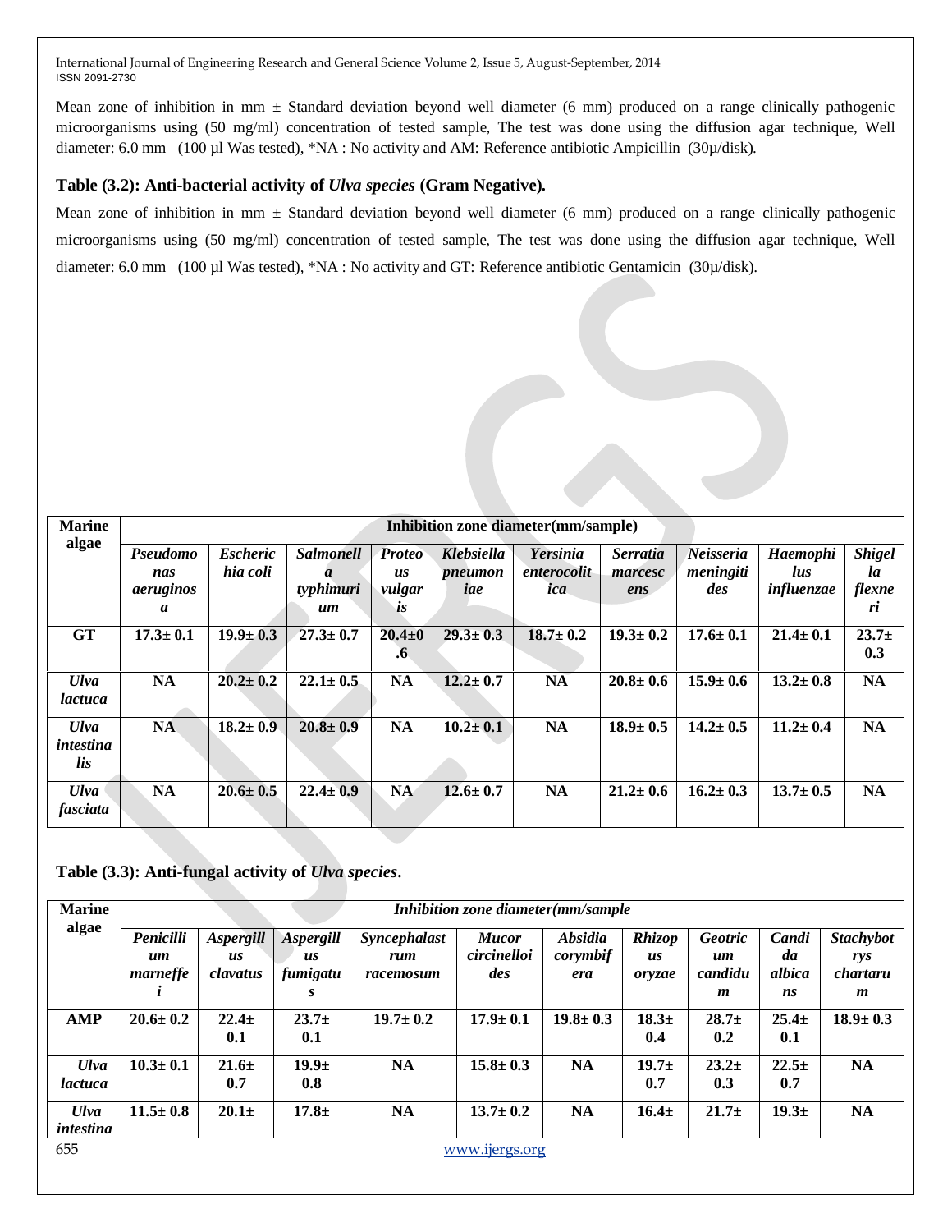Mean zone of inhibition in mm ± Standard deviation beyond well diameter (6 mm) produced on a range clinically pathogenic microorganisms using (50 mg/ml) concentration of tested sample, The test was done using the diffusion agar technique, Well diameter: 6.0 mm (100 µl Was tested), *NA : No activity and AM: Reference antibiotic Ampicillin (30µ/disk).

### Table (3.2): Anti-bacterial activity of *Ulva species* (Gram Negative).

Mean zone of inhibition in mm ± Standard deviation beyond well diameter (6 mm) produced on a range clinically pathogenic microorganisms using (50 mg/ml) concentration of tested sample, The test was done using the diffusion agar technique, Well diameter: 6.0 mm (100 µl Was tested), *NA : No activity and GT: Reference antibiotic Gentamicin (30µ/disk).

| Marine algae | Inhibition zone diameter(mm/sample) | | | | | | | | | |
|---|---|---|---|---|---|---|---|---|---|---|
| | *Pseudomonas aeruginosa* | *Escherichia coli* | *Salmonella typhimurium* | *Proteous vulgaris* | *Klebsiella pneumoniae* | *Yersinia enterocolitica* | *Serratia marcescens* | *Neisseria meningitides* | *Haemophilus influenzae* | *Shigella flexneri* |
| **GT** | **17.3± 0.1** | **19.9± 0.3** | **27.3± 0.7** | **20.4±0.6** | **29.3± 0.3** | **18.7± 0.2** | **19.3± 0.2** | **17.6± 0.1** | **21.4± 0.1** | **23.7± 0.3** |
| ***Ulva lactuca*** | **NA** | **20.2± 0.2** | **22.1± 0.5** | **NA** | **12.2± 0.7** | **NA** | **20.8± 0.6** | **15.9± 0.6** | **13.2± 0.8** | **NA** |
| ***Ulva intestinalis*** | **NA** | **18.2± 0.9** | **20.8± 0.9** | **NA** | **10.2± 0.1** | **NA** | **18.9± 0.5** | **14.2± 0.5** | **11.2± 0.4** | **NA** |
| ***Ulva fasciata*** | **NA** | **20.6± 0.5** | **22.4± 0.9** | **NA** | **12.6± 0.7** | **NA** | **21.2± 0.6** | **16.2± 0.3** | **13.7± 0.5** | **NA** |

### Table (3.3): Anti-fungal activity of *Ulva species*.

| Marine algae | *Inhibition zone diameter(mm/sample* | | | | | | | | | |
|---|---|---|---|---|---|---|---|---|---|---|
| | *Penicillium marneffei* | *Aspergillus clavatus* | *Aspergillus fumigatus* | *Syncephalastrum racemosum* | *Mucor circinelloides* | *Absidia corymbifera* | *Rhizopus oryzae* | *Geotricum candidum* | *Candida albicans* | *Stachybotrys chartarum* |
| **AMP** | **20.6± 0.2** | **22.4± 0.1** | **23.7± 0.1** | **19.7± 0.2** | **17.9± 0.1** | **19.8± 0.3** | **18.3± 0.4** | **28.7± 0.2** | **25.4± 0.1** | **18.9± 0.3** |
| ***Ulva lactuca*** | **10.3± 0.1** | **21.6± 0.7** | **19.9± 0.8** | **NA** | **15.8± 0.3** | **NA** | **19.7± 0.7** | **23.2± 0.3** | **22.5± 0.7** | **NA** |
| ***Ulva intestina*** | **11.5± 0.8** | **20.1±** | **17.8±** | **NA** | **13.7± 0.2** | **NA** | **16.4±** | **21.7±** | **19.3±** | **NA** |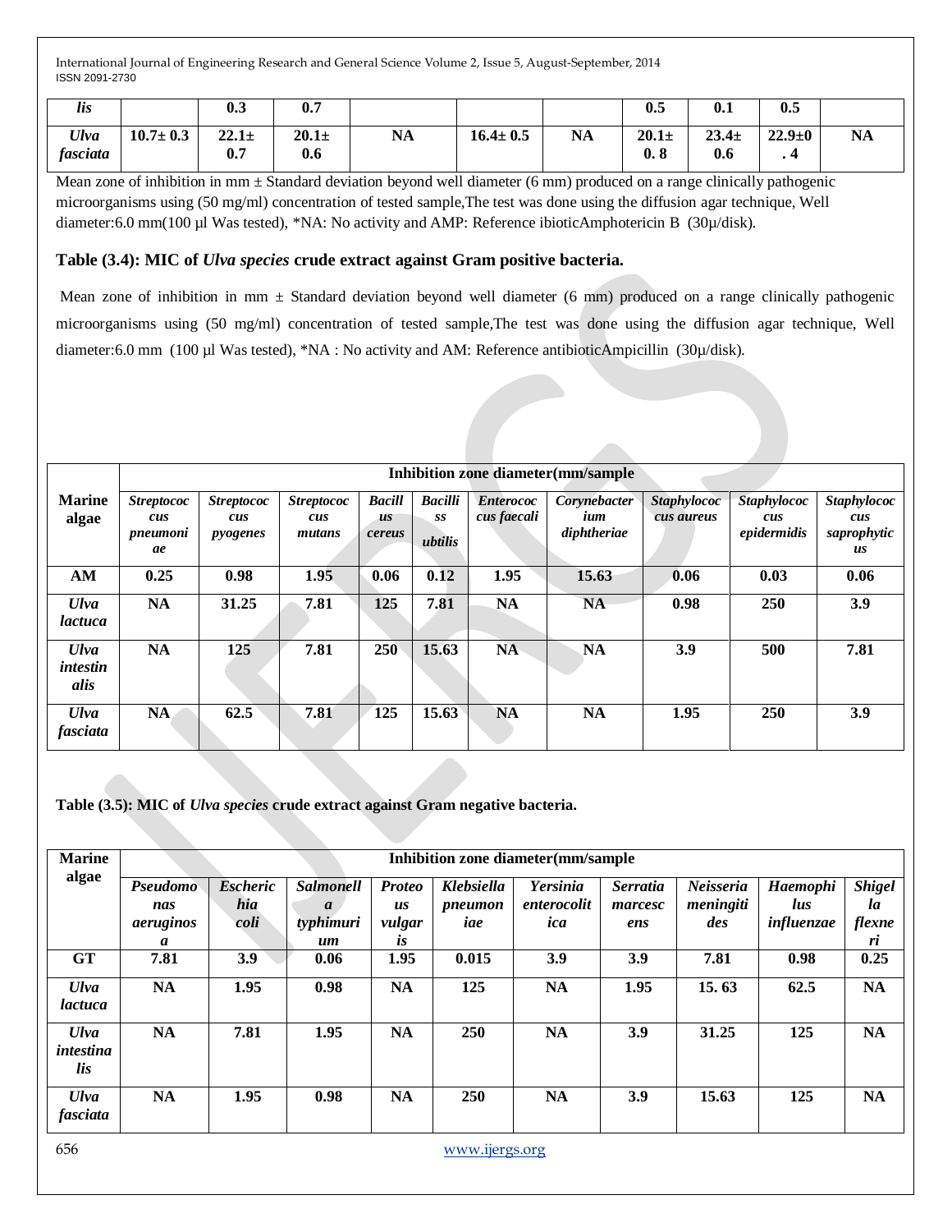| lis | | 0.3 | 0.7 | | | | 0.5 | 0.1 | 0.5 | |
|---|---|---|---|---|---|---|---|---|---|---|
| *Ulva fasciata* | 10.7± 0.3 | 22.1± 0.7 | 20.1± 0.6 | NA | 16.4± 0.5 | NA | 20.1± 0. 8 | 23.4± 0.6 | 22.9±0 . 4 | NA |

Mean zone of inhibition in mm ± Standard deviation beyond well diameter (6 mm) produced on a range clinically pathogenic microorganisms using (50 mg/ml) concentration of tested sample,The test was done using the diffusion agar technique, Well diameter:6.0 mm(100 µl Was tested), *NA: No activity and AMP: Reference ibioticAmphotericin B (30µ/disk).

### Table (3.4): MIC of *Ulva species* crude extract against Gram positive bacteria.

Mean zone of inhibition in mm ± Standard deviation beyond well diameter (6 mm) produced on a range clinically pathogenic microorganisms using (50 mg/ml) concentration of tested sample,The test was done using the diffusion agar technique, Well diameter:6.0 mm (100 µl Was tested), *NA : No activity and AM: Reference antibioticAmpicillin (30µ/disk).

| Marine algae | Inhibition zone diameter(mm/sample | | | | | | | | | |
|---|---|---|---|---|---|---|---|---|---|---|
| | *Streptococcus pneumoniae* | *Streptococcus pyogenes* | *Streptococcus mutans* | *Bacillus cereus* | *Bacillis subtilis* | *Enterococcus faecali* | *Corynebacterium diphtheriae* | *Staphylococcus aureus* | *Staphylococcus epidermidis* | *Staphylococcus saprophyticus* |
| **AM** | 0.25 | 0.98 | 1.95 | 0.06 | 0.12 | 1.95 | 15.63 | 0.06 | 0.03 | 0.06 |
| *Ulva lactuca* | NA | 31.25 | 7.81 | 125 | 7.81 | NA | NA | 0.98 | 250 | 3.9 |
| *Ulva intestinalis* | NA | 125 | 7.81 | 250 | 15.63 | NA | NA | 3.9 | 500 | 7.81 |
| *Ulva fasciata* | NA | 62.5 | 7.81 | 125 | 15.63 | NA | NA | 1.95 | 250 | 3.9 |

### Table (3.5): MIC of *Ulva species* crude extract against Gram negative bacteria.

| Marine algae | Inhibition zone diameter(mm/sample | | | | | | | | | |
|---|---|---|---|---|---|---|---|---|---|---|
| | *Pseudomonas aeruginosa* | *Escherichia coli* | *Salmonella typhimurium* | *Proteus vulgaris* | *Klebsiella pneumoniae* | *Yersinia enterocolitica* | *Serratia marcescens* | *Neisseria meningitides* | *Haemophilus influenzae* | *Shigella flexneri* |
| **GT** | 7.81 | 3.9 | 0.06 | 1.95 | 0.015 | 3.9 | 3.9 | 7.81 | 0.98 | 0.25 |
| *Ulva lactuca* | NA | 1.95 | 0.98 | NA | 125 | NA | 1.95 | 15. 63 | 62.5 | NA |
| *Ulva intestinalis* | NA | 7.81 | 1.95 | NA | 250 | NA | 3.9 | 31.25 | 125 | NA |
| *Ulva fasciata* | NA | 1.95 | 0.98 | NA | 250 | NA | 3.9 | 15.63 | 125 | NA |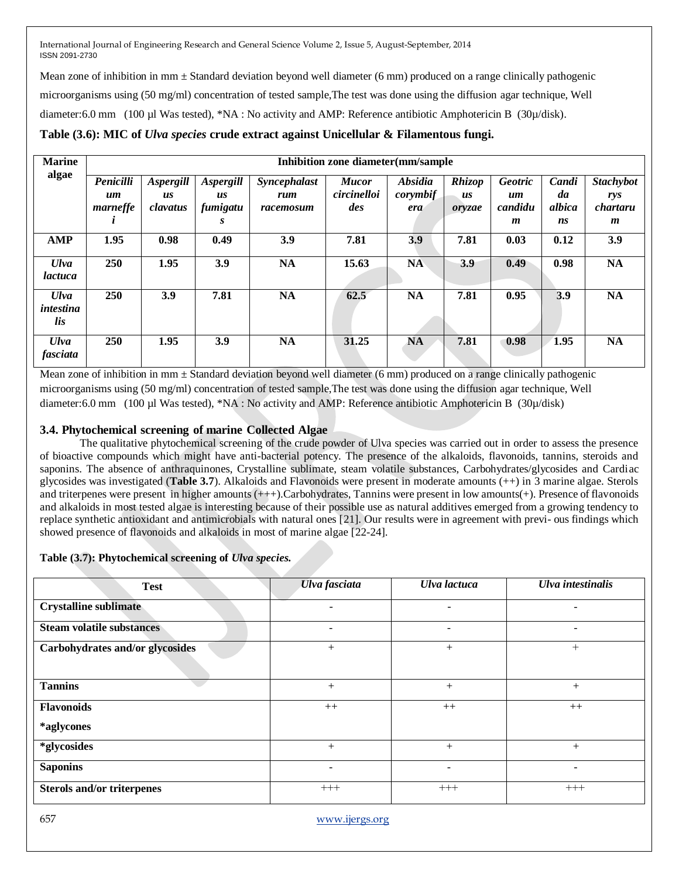Mean zone of inhibition in mm ± Standard deviation beyond well diameter (6 mm) produced on a range clinically pathogenic microorganisms using (50 mg/ml) concentration of tested sample,The test was done using the diffusion agar technique, Well diameter:6.0 mm (100 µl Was tested), *NA : No activity and AMP: Reference antibiotic Amphotericin B (30µ/disk).

**Table (3.6): MIC of *Ulva species* crude extract against Unicellular & Filamentous fungi.**

| Marine algae | Inhibition zone diameter(mm/sample | | | | | | | | | |
|---|---|---|---|---|---|---|---|---|---|---|
| | *Penicillium marneffei* | *Aspergillus clavatus* | *Aspergillus fumigatus* | *Syncephalastrum racemosum* | *Mucor circinelloides* | *Absidia corymbifera* | *Rhizopus oryzae* | *Geotricum candidum* | *Candida albicans* | *Stachybotrys chartarum* |
| **AMP** | **1.95** | **0.98** | **0.49** | **3.9** | **7.81** | **3.9** | **7.81** | **0.03** | **0.12** | **3.9** |
| ***Ulva lactuca*** | **250** | **1.95** | **3.9** | **NA** | **15.63** | **NA** | **3.9** | **0.49** | **0.98** | **NA** |
| ***Ulva intestinalis*** | **250** | **3.9** | **7.81** | **NA** | **62.5** | **NA** | **7.81** | **0.95** | **3.9** | **NA** |
| ***Ulva fasciata*** | **250** | **1.95** | **3.9** | **NA** | **31.25** | **NA** | **7.81** | **0.98** | **1.95** | **NA** |

Mean zone of inhibition in mm ± Standard deviation beyond well diameter (6 mm) produced on a range clinically pathogenic microorganisms using (50 mg/ml) concentration of tested sample,The test was done using the diffusion agar technique, Well diameter:6.0 mm (100 µl Was tested), *NA : No activity and AMP: Reference antibiotic Amphotericin B (30µ/disk)

### 3.4. Phytochemical screening of marine Collected Algae

The qualitative phytochemical screening of the crude powder of Ulva species was carried out in order to assess the presence of bioactive compounds which might have anti-bacterial potency. The presence of the alkaloids, flavonoids, tannins, steroids and saponins. The absence of anthraquinones, Crystalline sublimate, steam volatile substances, Carbohydrates/glycosides and Cardiac glycosides was investigated (**Table 3.7**). Alkaloids and Flavonoids were present in moderate amounts (++) in 3 marine algae. Sterols and triterpenes were present in higher amounts (+++).Carbohydrates, Tannins were present in low amounts(+). Presence of flavonoids and alkaloids in most tested algae is interesting because of their possible use as natural additives emerged from a growing tendency to replace synthetic antioxidant and antimicrobials with natural ones [21]. Our results were in agreement with previ- ous findings which showed presence of flavonoids and alkaloids in most of marine algae [22-24].

**Table (3.7): Phytochemical screening of *Ulva species.***

| Test | *Ulva fasciata* | *Ulva lactuca* | *Ulva intestinalis* |
|---|---|---|---|
| **Crystalline sublimate** | - | - | - |
| **Steam volatile substances** | - | - | - |
| **Carbohydrates and/or glycosides** | + | + | + |
| **Tannins** | + | + | + |
| **Flavonoids** <br> ***aglycones** | ++ | ++ | ++ |
| ***glycosides** | + | + | + |
| **Saponins** | - | - | - |
| **Sterols and/or triterpenes** | +++ | +++ | +++ |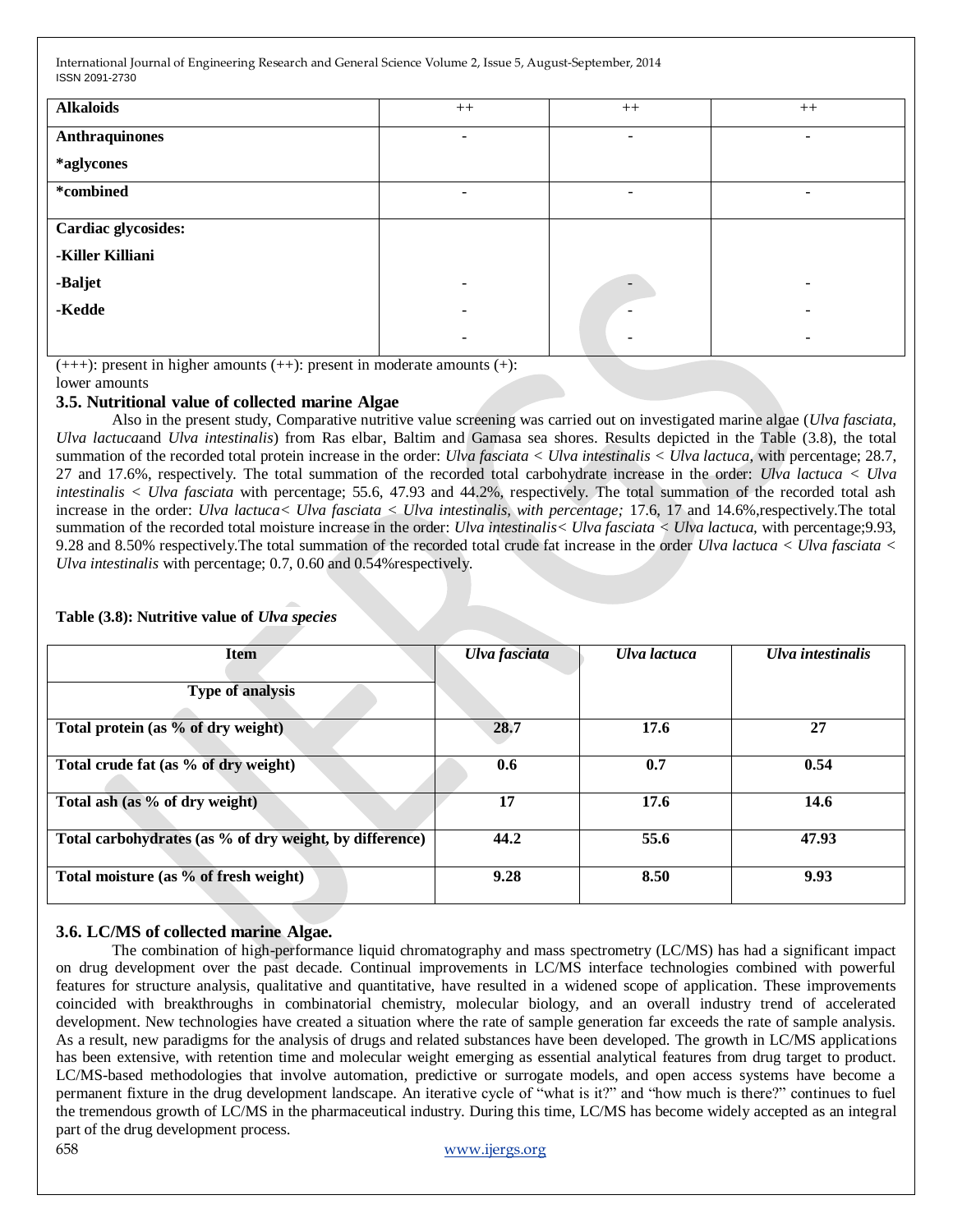| Alkaloids | ++ | ++ | ++ |
|---|---|---|---|
| **Anthraquinones** | - | - | - |
| ***aglycones** | | | |
| ***combined** | - | - | - |
| **Cardiac glycosides:** | | | |
| **-Killer Killiani** | | | |
| **-Baljet** | - | - | - |
| **-Kedde** | - | - | - |
| | - | - | - |

(+++): present in higher amounts (++): present in moderate amounts (+): lower amounts

### 3.5. Nutritional value of collected marine Algae

Also in the present study, Comparative nutritive value screening was carried out on investigated marine algae (*Ulva fasciata*, *Ulva lactuca*and *Ulva intestinalis*) from Ras elbar, Baltim and Gamasa sea shores. Results depicted in the Table (3.8), the total summation of the recorded total protein increase in the order: *Ulva fasciata* < *Ulva intestinalis* < *Ulva lactuca*, with percentage; 28.7, 27 and 17.6%, respectively. The total summation of the recorded total carbohydrate increase in the order: *Ulva lactuca* < *Ulva intestinalis* < *Ulva fasciata* with percentage; 55.6, 47.93 and 44.2%, respectively. The total summation of the recorded total ash increase in the order: *Ulva lactuca< Ulva fasciata < Ulva intestinalis, with percentage;* 17.6, 17 and 14.6%,respectively.The total summation of the recorded total moisture increase in the order: *Ulva intestinalis< Ulva fasciata < Ulva lactuca,* with percentage;9.93, 9.28 and 8.50% respectively.The total summation of the recorded total crude fat increase in the order *Ulva lactuca < Ulva fasciata < Ulva intestinalis* with percentage; 0.7, 0.60 and 0.54%respectively.

**Table (3.8): Nutritive value of *Ulva species***

| Item / Type of analysis | *Ulva fasciata* | *Ulva lactuca* | *Ulva intestinalis* |
|---|---|---|---|
| **Total protein (as % of dry weight)** | **28.7** | **17.6** | **27** |
| **Total crude fat (as % of dry weight)** | **0.6** | **0.7** | **0.54** |
| **Total ash (as % of dry weight)** | **17** | **17.6** | **14.6** |
| **Total carbohydrates (as % of dry weight, by difference)** | **44.2** | **55.6** | **47.93** |
| **Total moisture (as % of fresh weight)** | **9.28** | **8.50** | **9.93** |

### 3.6. LC/MS of collected marine Algae.

The combination of high-performance liquid chromatography and mass spectrometry (LC/MS) has had a significant impact on drug development over the past decade. Continual improvements in LC/MS interface technologies combined with powerful features for structure analysis, qualitative and quantitative, have resulted in a widened scope of application. These improvements coincided with breakthroughs in combinatorial chemistry, molecular biology, and an overall industry trend of accelerated development. New technologies have created a situation where the rate of sample generation far exceeds the rate of sample analysis. As a result, new paradigms for the analysis of drugs and related substances have been developed. The growth in LC/MS applications has been extensive, with retention time and molecular weight emerging as essential analytical features from drug target to product. LC/MS-based methodologies that involve automation, predictive or surrogate models, and open access systems have become a permanent fixture in the drug development landscape. An iterative cycle of "what is it?" and "how much is there?" continues to fuel the tremendous growth of LC/MS in the pharmaceutical industry. During this time, LC/MS has become widely accepted as an integral part of the drug development process.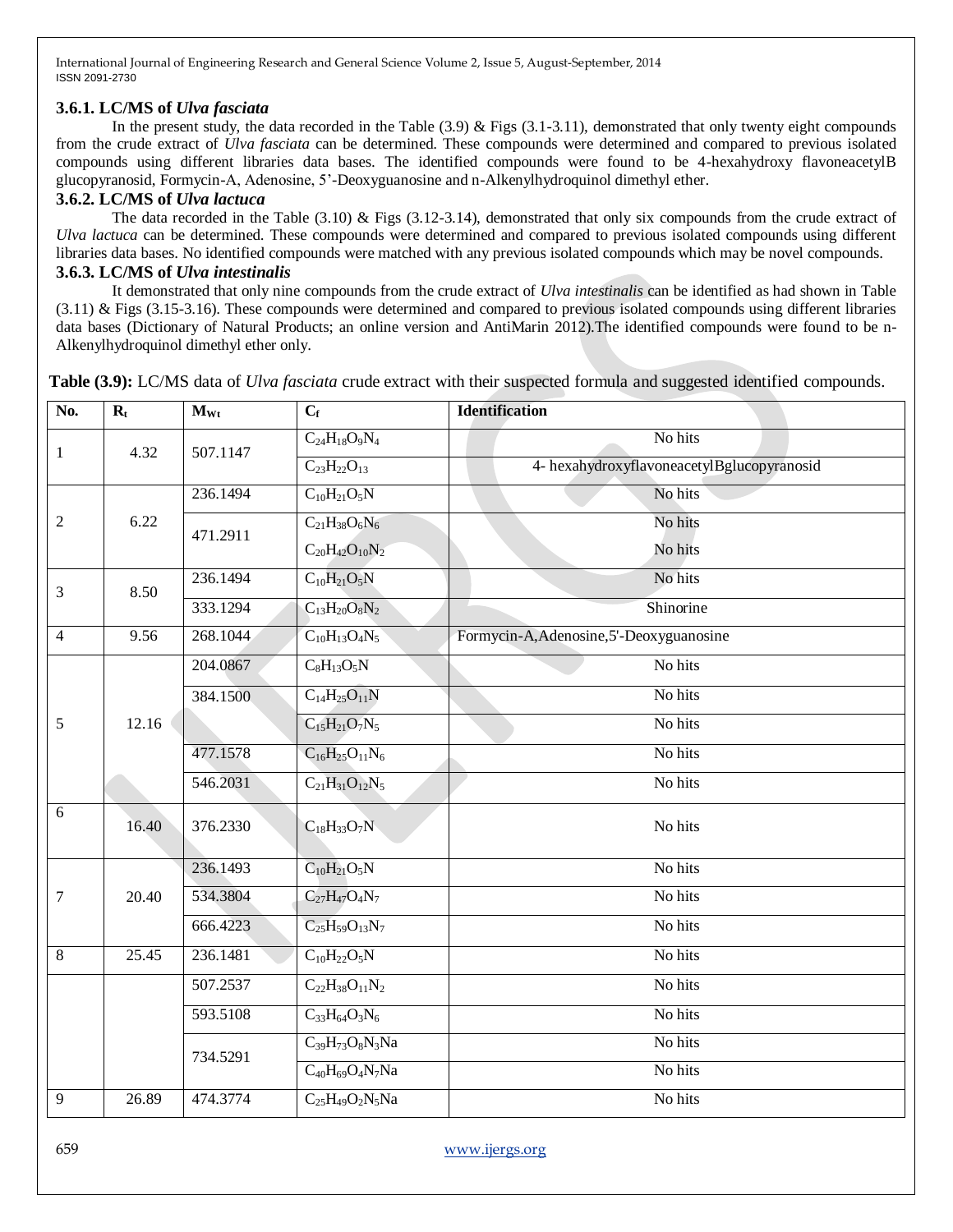### 3.6.1. LC/MS of *Ulva fasciata*

In the present study, the data recorded in the Table (3.9) & Figs (3.1-3.11), demonstrated that only twenty eight compounds from the crude extract of *Ulva fasciata* can be determined. These compounds were determined and compared to previous isolated compounds using different libraries data bases. The identified compounds were found to be 4-hexahydroxy flavoneacetylB glucopyranosid, Formycin-A, Adenosine, 5'-Deoxyguanosine and n-Alkenylhydroquinol dimethyl ether.

### 3.6.2. LC/MS of *Ulva lactuca*

The data recorded in the Table (3.10) & Figs (3.12-3.14), demonstrated that only six compounds from the crude extract of *Ulva lactuca* can be determined. These compounds were determined and compared to previous isolated compounds using different libraries data bases. No identified compounds were matched with any previous isolated compounds which may be novel compounds.

### 3.6.3. LC/MS of *Ulva intestinalis*

It demonstrated that only nine compounds from the crude extract of *Ulva intestinalis* can be identified as had shown in Table (3.11) & Figs (3.15-3.16). These compounds were determined and compared to previous isolated compounds using different libraries data bases (Dictionary of Natural Products; an online version and AntiMarin 2012).The identified compounds were found to be n-Alkenylhydroquinol dimethyl ether only.

**Table (3.9):** LC/MS data of *Ulva fasciata* crude extract with their suspected formula and suggested identified compounds.

| No. | $R_t$ | $M_{Wt}$ | $C_f$ | Identification |
|---|---|---|---|---|
| 1 | 4.32 | 507.1147 | $C_{24}H_{18}O_9N_4$ | No hits |
| | | | $C_{23}H_{22}O_{13}$ | 4- hexahydroxyflavoneacetylBglucopyranosid |
| 2 | 6.22 | 236.1494 | $C_{10}H_{21}O_5N$ | No hits |
| | | 471.2911 | $C_{21}H_{38}O_6N_6$ | No hits |
| | | | $C_{20}H_{42}O_{10}N_2$ | No hits |
| 3 | 8.50 | 236.1494 | $C_{10}H_{21}O_5N$ | No hits |
| | | 333.1294 | $C_{13}H_{20}O_8N_2$ | Shinorine |
| 4 | 9.56 | 268.1044 | $C_{10}H_{13}O_4N_5$ | Formycin-A,Adenosine,5'-Deoxyguanosine |
| 5 | 12.16 | 204.0867 | $C_8H_{13}O_5N$ | No hits |
| | | 384.1500 | $C_{14}H_{25}O_{11}N$ | No hits |
| | | | $C_{15}H_{21}O_7N_5$ | No hits |
| | | 477.1578 | $C_{16}H_{25}O_{11}N_6$ | No hits |
| | | 546.2031 | $C_{21}H_{31}O_{12}N_5$ | No hits |
| 6 | 16.40 | 376.2330 | $C_{18}H_{33}O_7N$ | No hits |
| 7 | 20.40 | 236.1493 | $C_{10}H_{21}O_5N$ | No hits |
| | | 534.3804 | $C_{27}H_{47}O_4N_7$ | No hits |
| | | 666.4223 | $C_{25}H_{59}O_{13}N_7$ | No hits |
| 8 | 25.45 | 236.1481 | $C_{10}H_{22}O_5N$ | No hits |
| | | 507.2537 | $C_{22}H_{38}O_{11}N_2$ | No hits |
| | | 593.5108 | $C_{33}H_{64}O_3N_6$ | No hits |
| | | 734.5291 | $C_{39}H_{73}O_8N_3Na$ | No hits |
| | | | $C_{40}H_{69}O_4N_7Na$ | No hits |
| 9 | 26.89 | 474.3774 | $C_{25}H_{49}O_2N_5Na$ | No hits |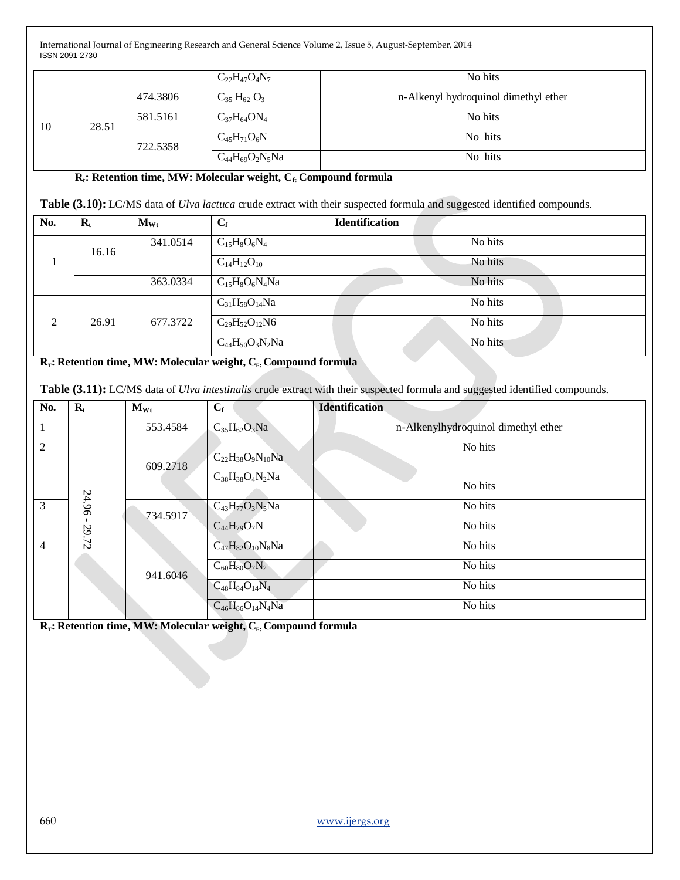|  |  |  | $C_{22}H_{47}O_4N_7$ | No hits |
|---|---|---|---|---|
| 10 | 28.51 | 474.3806 | $C_{35}H_{62}O_3$ | n-Alkenyl hydroquinol dimethyl ether |
|  |  | 581.5161 | $C_{37}H_{64}ON_4$ | No hits |
|  |  | 722.5358 | $C_{45}H_{71}O_6N$ | No hits |
|  |  |  | $C_{44}H_{69}O_2N_5Na$ | No hits |

**$R_t$: Retention time, MW: Molecular weight, $C_f$: Compound formula**

**Table (3.10):** LC/MS data of *Ulva lactuca* crude extract with their suspected formula and suggested identified compounds.

| No. | $R_t$ | $M_{Wt}$ | $C_f$ | Identification |
|---|---|---|---|---|
| 1 | 16.16 | 341.0514 | $C_{15}H_8O_6N_4$ | No hits |
|  |  |  | $C_{14}H_{12}O_{10}$ | No hits |
|  |  | 363.0334 | $C_{15}H_8O_6N_4Na$ | No hits |
| 2 | 26.91 | 677.3722 | $C_{31}H_{58}O_{14}Na$ | No hits |
|  |  |  | $C_{29}H_{52}O_{12}N6$ | No hits |
|  |  |  | $C_{44}H_{50}O_3N_2Na$ | No hits |

**$R_t$: Retention time, MW: Molecular weight, $C_F$: Compound formula**

**Table (3.11):** LC/MS data of *Ulva intestinalis* crude extract with their suspected formula and suggested identified compounds.

| No. | $R_t$ | $M_{Wt}$ | $C_f$ | Identification |
|---|---|---|---|---|
| 1 | 24.96 - 29.72 | 553.4584 | $C_{35}H_{62}O_3Na$ | n-Alkenylhydroquinol dimethyl ether |
| 2 |  | 609.2718 | $C_{22}H_{38}O_9N_{10}Na$ | No hits |
|  |  |  | $C_{38}H_{38}O_4N_2Na$ | No hits |
| 3 |  | 734.5917 | $C_{43}H_{77}O_3N_5Na$ | No hits |
|  |  |  | $C_{44}H_{79}O_7N$ | No hits |
| 4 |  | 941.6046 | $C_{47}H_{82}O_{10}N_8Na$ | No hits |
|  |  |  | $C_{60}H_{80}O_7N_2$ | No hits |
|  |  |  | $C_{48}H_{84}O_{14}N_4$ | No hits |
|  |  |  | $C_{46}H_{86}O_{14}N_4Na$ | No hits |

**$R_t$: Retention time, MW: Molecular weight, $C_F$: Compound formula**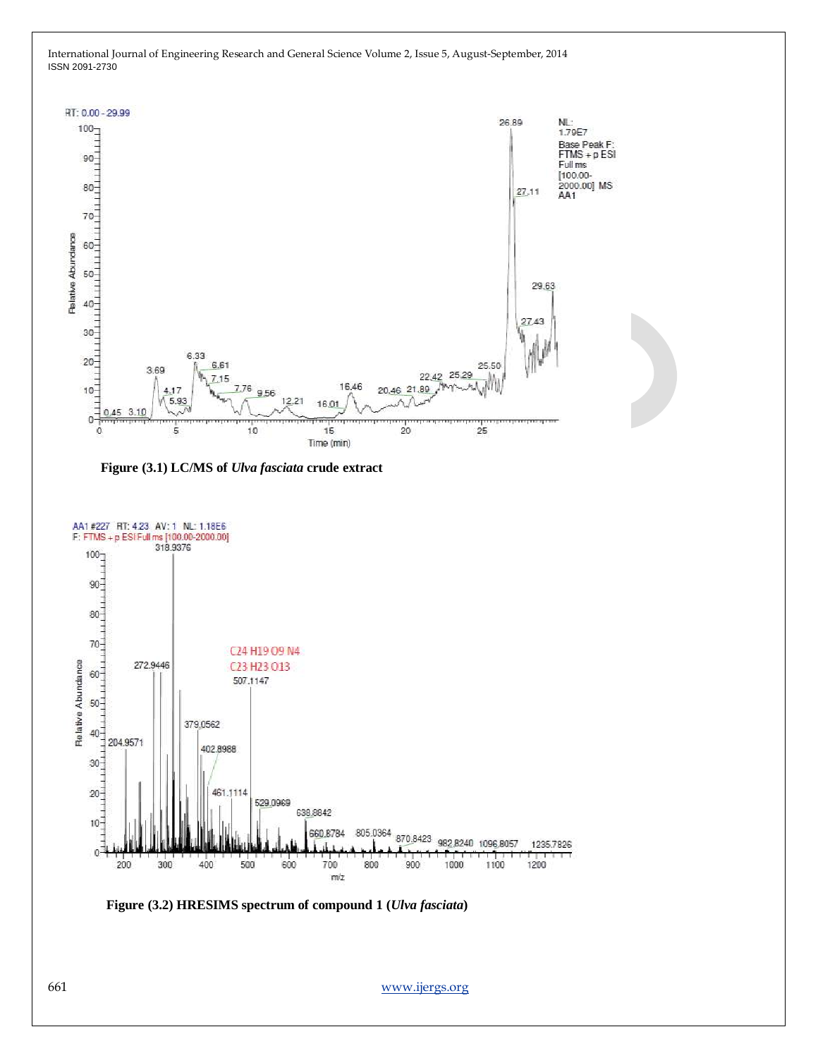**Figure (3.1) LC/MS of *Ulva fasciata* crude extract**

**Figure (3.2) HRESIMS spectrum of compound 1 (*Ulva fasciata*)**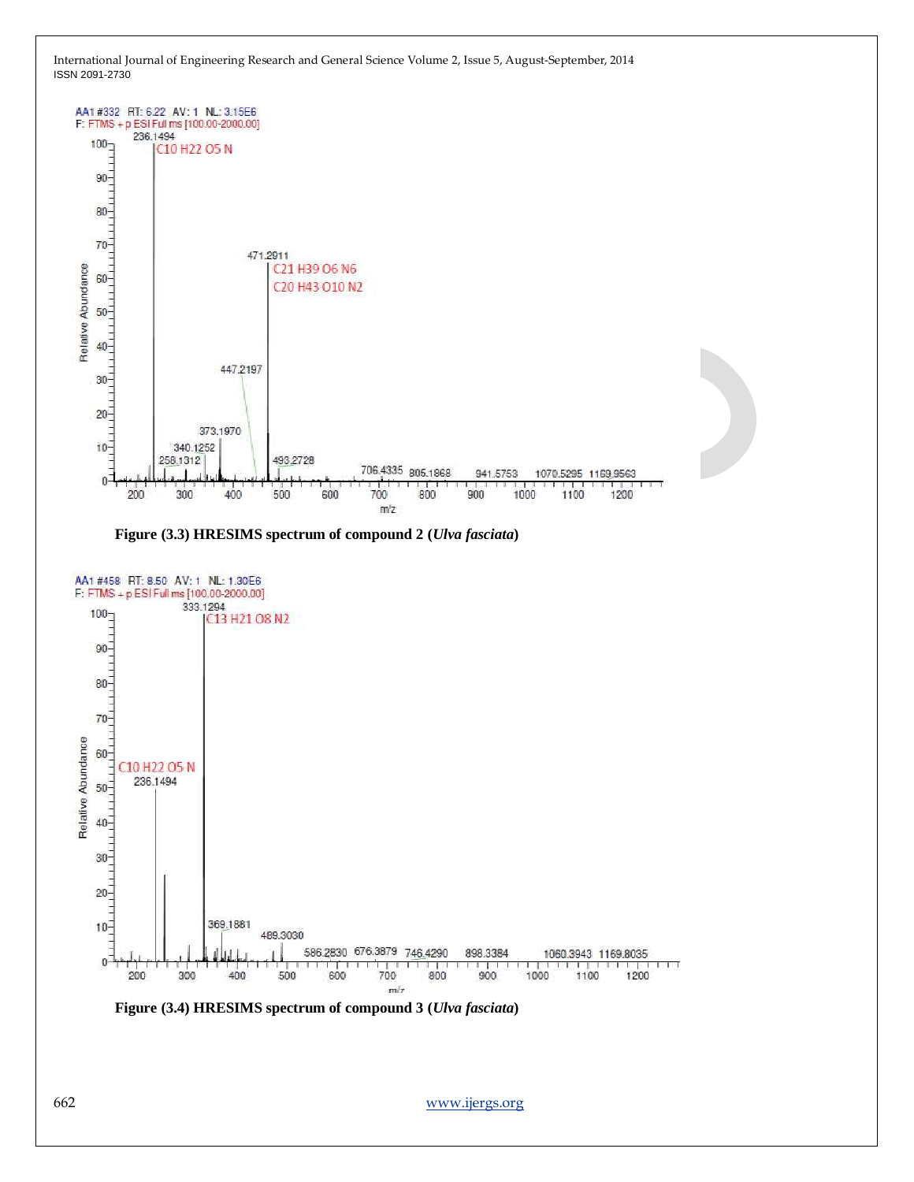Figure (3.3) HRESIMS spectrum of compound 2 (*Ulva fasciata*)

Figure (3.4) HRESIMS spectrum of compound 3 (*Ulva fasciata*)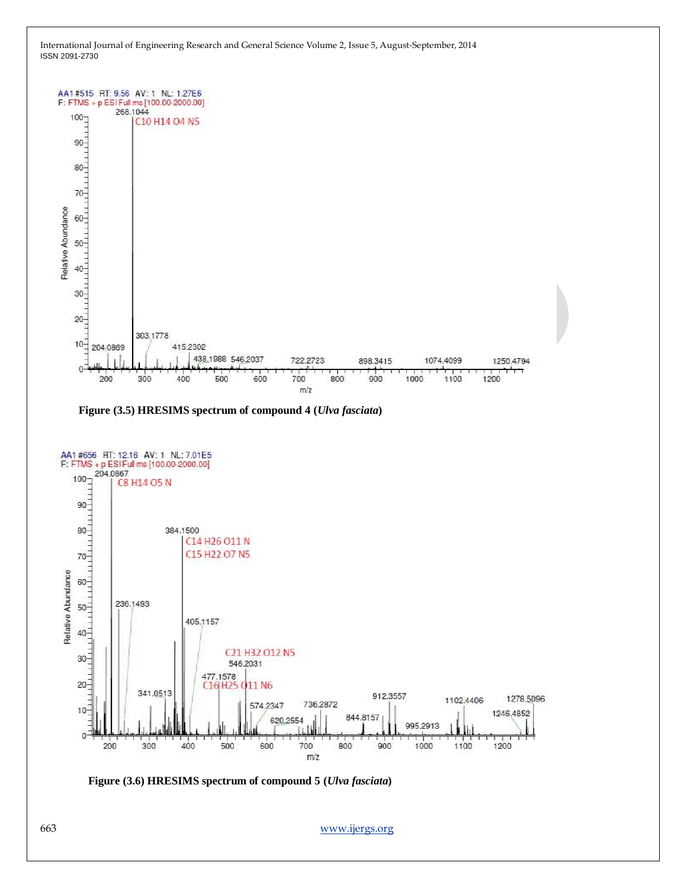Figure (3.5) HRESIMS spectrum of compound 4 (*Ulva fasciata*)

Figure (3.6) HRESIMS spectrum of compound 5 (*Ulva fasciata*)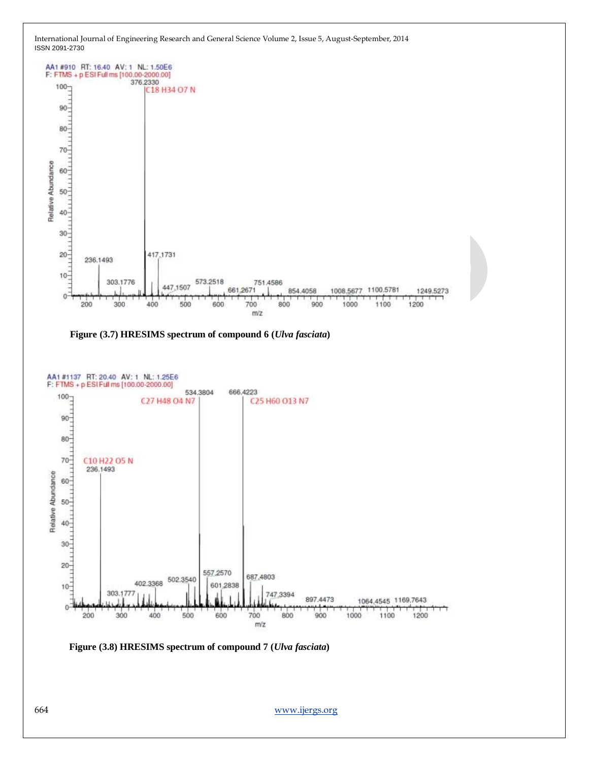AA1 #910 RT: 16.40 AV: 1 NL: 1.50E6
F: FTMS + p ESI Full ms [100.00-2000.00]

376.2330 — $C_{18}H_{34}O_7N$

Peaks: 236.1493, 303.1776, 417.1731, 447.1507, 573.2518, 661.2671, 751.4586, 854.4058, 1008.5677, 1100.5781, 1249.5273

**Figure (3.7) HRESIMS spectrum of compound 6 (*Ulva fasciata*)**

AA1 #1137 RT: 20.40 AV: 1 NL: 1.25E6
F: FTMS + p ESI Full ms [100.00-2000.00]

534.3804 — $C_{27}H_{48}O_4N_7$

666.4223 — $C_{25}H_{60}O_{13}N_7$

236.1493 — $C_{10}H_{22}O_5N$

Peaks: 303.1777, 402.3368, 502.3540, 557.2570, 601.2838, 687.4803, 747.3394, 897.4473, 1064.4545, 1169.7643

**Figure (3.8) HRESIMS spectrum of compound 7 (*Ulva fasciata*)**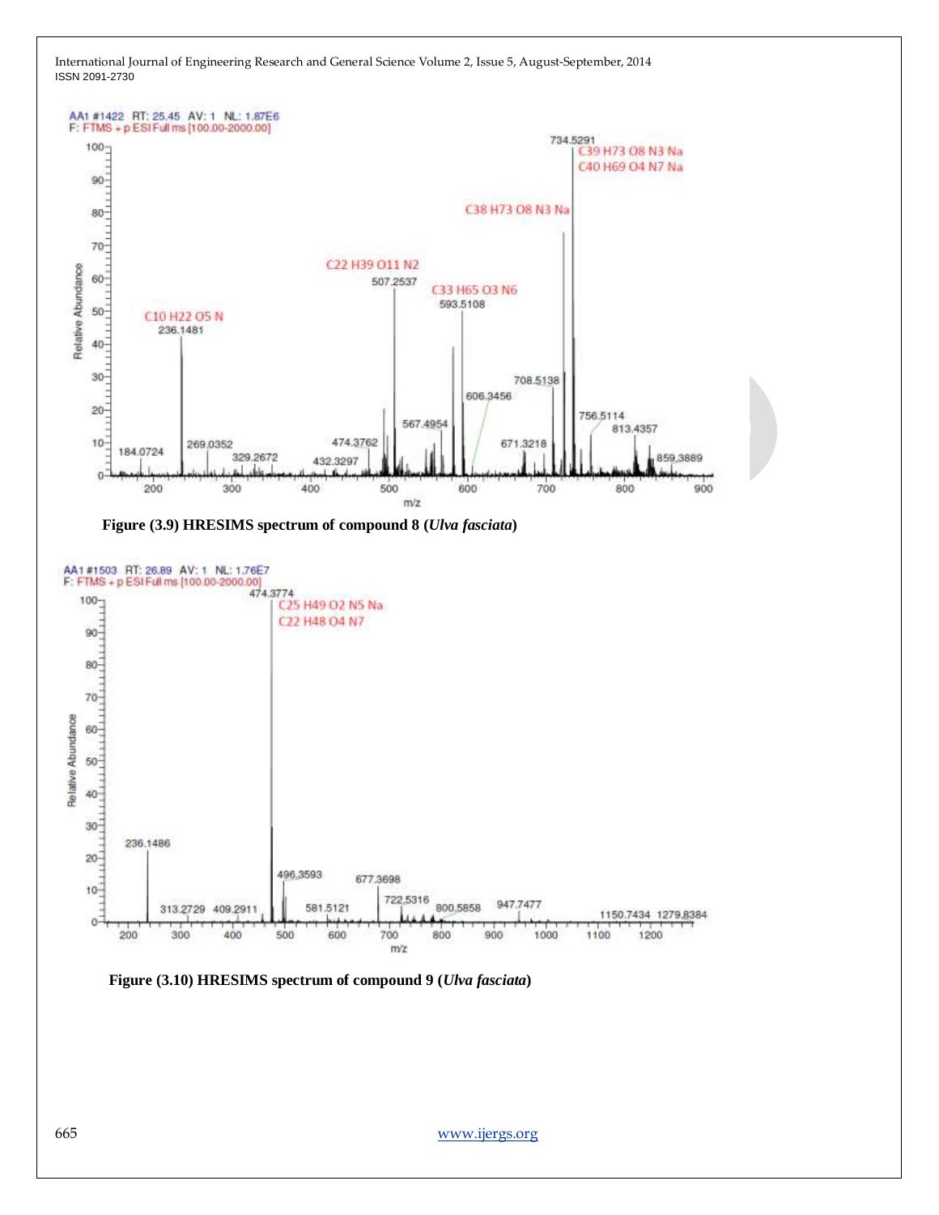**Figure (3.9) HRESIMS spectrum of compound 8 (*Ulva fasciata*)**

**Figure (3.10) HRESIMS spectrum of compound 9 (*Ulva fasciata*)**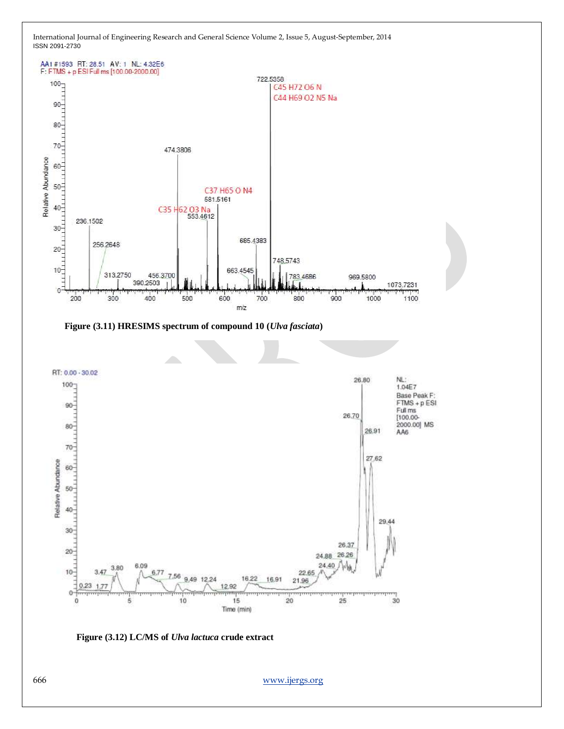Figure (3.11) HRESIMS spectrum of compound 10 (*Ulva fasciata*)

Figure (3.12) LC/MS of *Ulva lactuca* crude extract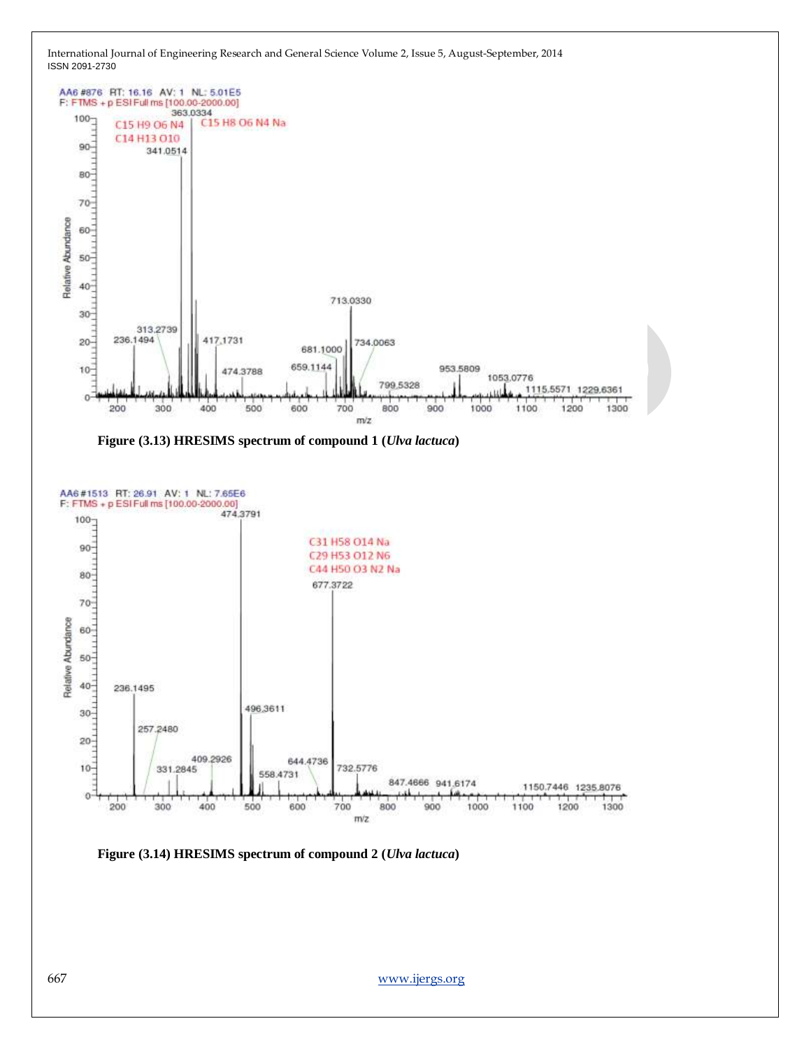Figure (3.13) HRESIMS spectrum of compound 1 (*Ulva lactuca*)

Figure (3.14) HRESIMS spectrum of compound 2 (*Ulva lactuca*)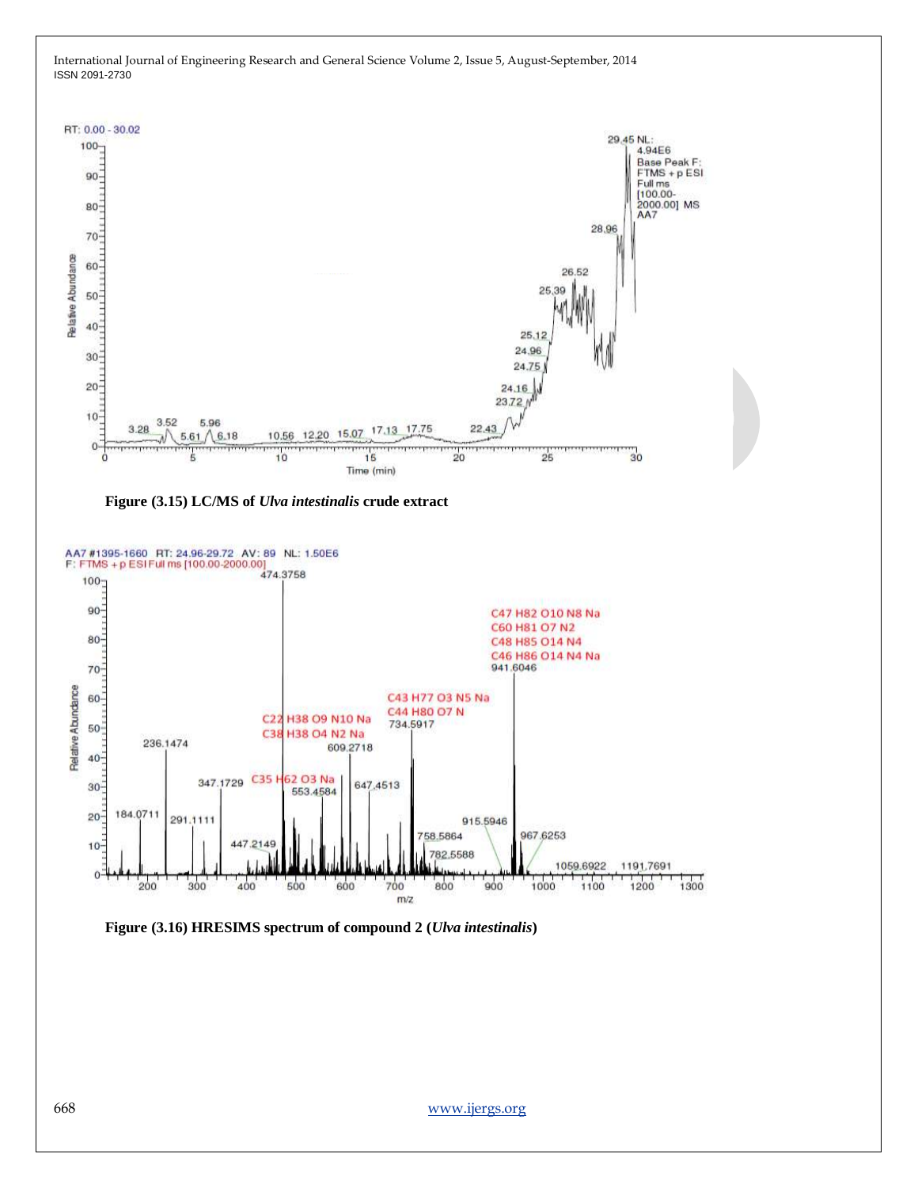**Figure (3.15) LC/MS of *Ulva intestinalis* crude extract**

**Figure (3.16) HRESIMS spectrum of compound 2 (*Ulva intestinalis*)**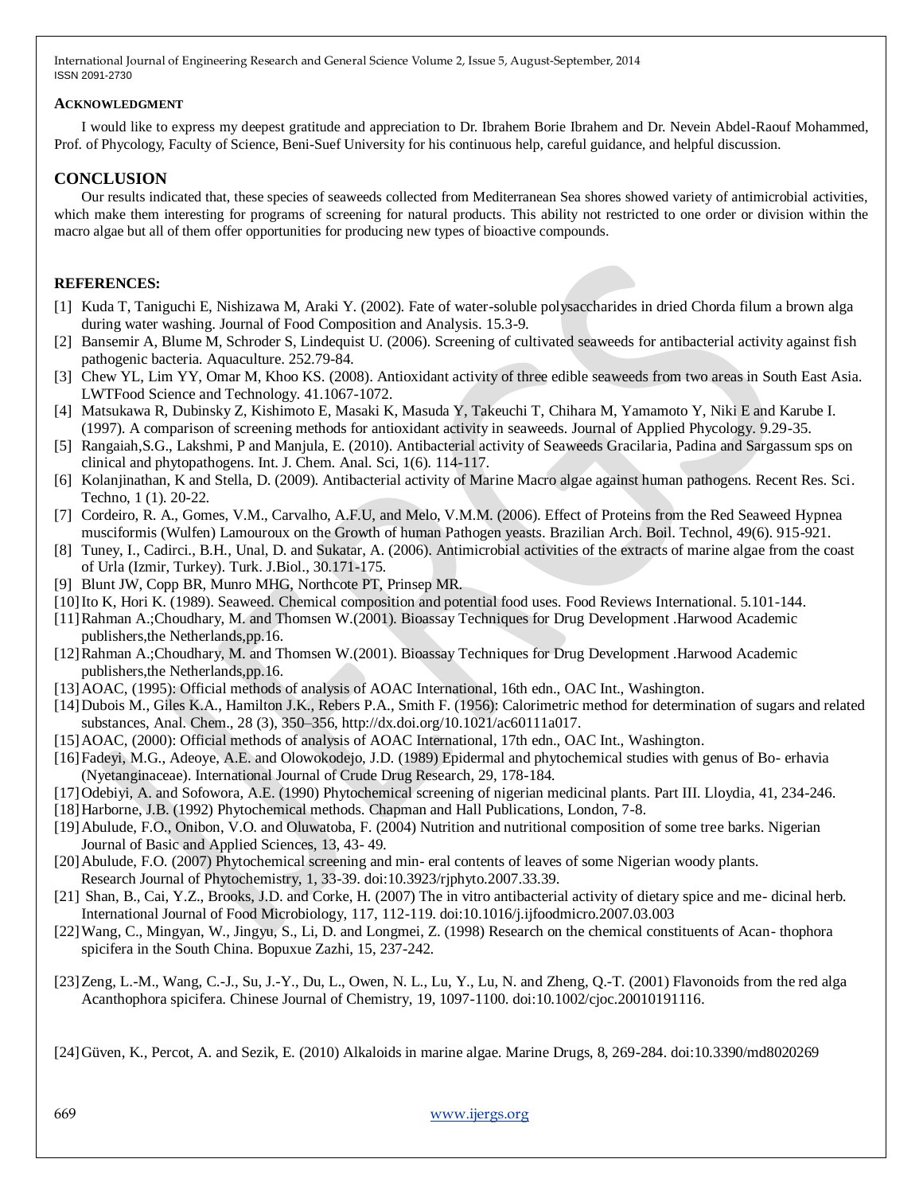### ACKNOWLEDGMENT

I would like to express my deepest gratitude and appreciation to Dr. Ibrahem Borie Ibrahem and Dr. Nevein Abdel-Raouf Mohammed, Prof. of Phycology, Faculty of Science, Beni-Suef University for his continuous help, careful guidance, and helpful discussion.

## CONCLUSION

Our results indicated that, these species of seaweeds collected from Mediterranean Sea shores showed variety of antimicrobial activities, which make them interesting for programs of screening for natural products. This ability not restricted to one order or division within the macro algae but all of them offer opportunities for producing new types of bioactive compounds.

## REFERENCES:

[1] Kuda T, Taniguchi E, Nishizawa M, Araki Y. (2002). Fate of water-soluble polysaccharides in dried Chorda filum a brown alga during water washing. Journal of Food Composition and Analysis. 15.3-9.

[2] Bansemir A, Blume M, Schroder S, Lindequist U. (2006). Screening of cultivated seaweeds for antibacterial activity against fish pathogenic bacteria. Aquaculture. 252.79-84.

[3] Chew YL, Lim YY, Omar M, Khoo KS. (2008). Antioxidant activity of three edible seaweeds from two areas in South East Asia. LWTFood Science and Technology. 41.1067-1072.

[4] Matsukawa R, Dubinsky Z, Kishimoto E, Masaki K, Masuda Y, Takeuchi T, Chihara M, Yamamoto Y, Niki E and Karube I. (1997). A comparison of screening methods for antioxidant activity in seaweeds. Journal of Applied Phycology. 9.29-35.

[5] Rangaiah,S.G., Lakshmi, P and Manjula, E. (2010). Antibacterial activity of Seaweeds Gracilaria, Padina and Sargassum sps on clinical and phytopathogens. Int. J. Chem. Anal. Sci, 1(6). 114-117.

[6] Kolanjinathan, K and Stella, D. (2009). Antibacterial activity of Marine Macro algae against human pathogens. Recent Res. Sci. Techno, 1 (1). 20-22.

[7] Cordeiro, R. A., Gomes, V.M., Carvalho, A.F.U, and Melo, V.M.M. (2006). Effect of Proteins from the Red Seaweed Hypnea musciformis (Wulfen) Lamouroux on the Growth of human Pathogen yeasts. Brazilian Arch. Boil. Technol, 49(6). 915-921.

[8] Tuney, I., Cadirci., B.H., Unal, D. and Sukatar, A. (2006). Antimicrobial activities of the extracts of marine algae from the coast of Urla (Izmir, Turkey). Turk. J.Biol., 30.171-175.

[9] Blunt JW, Copp BR, Munro MHG, Northcote PT, Prinsep MR.

[10] Ito K, Hori K. (1989). Seaweed. Chemical composition and potential food uses. Food Reviews International. 5.101-144.

[11] Rahman A.;Choudhary, M. and Thomsen W.(2001). Bioassay Techniques for Drug Development .Harwood Academic publishers,the Netherlands,pp.16.

[12] Rahman A.;Choudhary, M. and Thomsen W.(2001). Bioassay Techniques for Drug Development .Harwood Academic publishers,the Netherlands,pp.16.

[13] AOAC, (1995): Official methods of analysis of AOAC International, 16th edn., OAC Int., Washington.

[14] Dubois M., Giles K.A., Hamilton J.K., Rebers P.A., Smith F. (1956): Calorimetric method for determination of sugars and related substances, Anal. Chem., 28 (3), 350–356, http://dx.doi.org/10.1021/ac60111a017.

[15] AOAC, (2000): Official methods of analysis of AOAC International, 17th edn., OAC Int., Washington.

[16] Fadeyi, M.G., Adeoye, A.E. and Olowokodejo, J.D. (1989) Epidermal and phytochemical studies with genus of Bo- erhavia (Nyetanginaceae). International Journal of Crude Drug Research, 29, 178-184.

[17] Odebiyi, A. and Sofowora, A.E. (1990) Phytochemical screening of nigerian medicinal plants. Part III. Lloydia, 41, 234-246.

[18] Harborne, J.B. (1992) Phytochemical methods. Chapman and Hall Publications, London, 7-8.

[19] Abulude, F.O., Onibon, V.O. and Oluwatoba, F. (2004) Nutrition and nutritional composition of some tree barks. Nigerian Journal of Basic and Applied Sciences, 13, 43- 49.

[20] Abulude, F.O. (2007) Phytochemical screening and min- eral contents of leaves of some Nigerian woody plants. Research Journal of Phytochemistry, 1, 33-39. doi:10.3923/rjphyto.2007.33.39.

[21] Shan, B., Cai, Y.Z., Brooks, J.D. and Corke, H. (2007) The in vitro antibacterial activity of dietary spice and me- dicinal herb. International Journal of Food Microbiology, 117, 112-119. doi:10.1016/j.ijfoodmicro.2007.03.003

[22] Wang, C., Mingyan, W., Jingyu, S., Li, D. and Longmei, Z. (1998) Research on the chemical constituents of Acan- thophora spicifera in the South China. Bopuxue Zazhi, 15, 237-242.

[23] Zeng, L.-M., Wang, C.-J., Su, J.-Y., Du, L., Owen, N. L., Lu, Y., Lu, N. and Zheng, Q.-T. (2001) Flavonoids from the red alga Acanthophora spicifera. Chinese Journal of Chemistry, 19, 1097-1100. doi:10.1002/cjoc.20010191116.

[24] Güven, K., Percot, A. and Sezik, E. (2010) Alkaloids in marine algae. Marine Drugs, 8, 269-284. doi:10.3390/md8020269